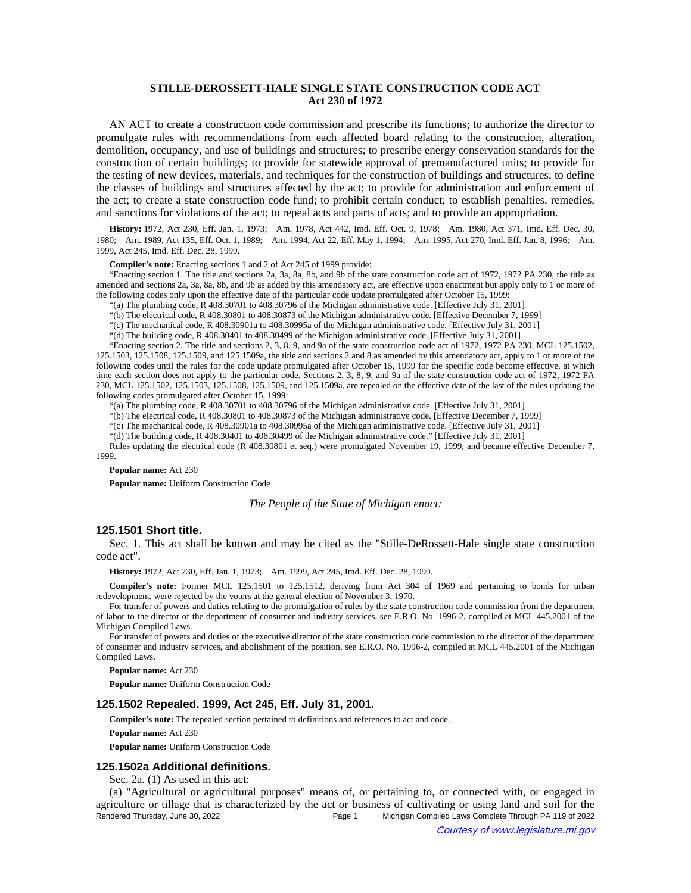# STILLE-DEROSSETT-HALE SINGLE STATE CONSTRUCTION CODE ACT
## Act 230 of 1972

AN ACT to create a construction code commission and prescribe its functions; to authorize the director to promulgate rules with recommendations from each affected board relating to the construction, alteration, demolition, occupancy, and use of buildings and structures; to prescribe energy conservation standards for the construction of certain buildings; to provide for statewide approval of premanufactured units; to provide for the testing of new devices, materials, and techniques for the construction of buildings and structures; to define the classes of buildings and structures affected by the act; to provide for administration and enforcement of the act; to create a state construction code fund; to prohibit certain conduct; to establish penalties, remedies, and sanctions for violations of the act; to repeal acts and parts of acts; and to provide an appropriation.

**History:** 1972, Act 230, Eff. Jan. 1, 1973;—Am. 1978, Act 442, Imd. Eff. Oct. 9, 1978;—Am. 1980, Act 371, Imd. Eff. Dec. 30, 1980;—Am. 1989, Act 135, Eff. Oct. 1, 1989;—Am. 1994, Act 22, Eff. May 1, 1994;—Am. 1995, Act 270, Imd. Eff. Jan. 8, 1996;—Am. 1999, Act 245, Imd. Eff. Dec. 28, 1999.

**Compiler's note:** Enacting sections 1 and 2 of Act 245 of 1999 provide:

"Enacting section 1. The title and sections 2a, 3a, 8a, 8b, and 9b of the state construction code act of 1972, 1972 PA 230, the title as amended and sections 2a, 3a, 8a, 8b, and 9b as added by this amendatory act, are effective upon enactment but apply only to 1 or more of the following codes only upon the effective date of the particular code update promulgated after October 15, 1999:

"(a) The plumbing code, R 408.30701 to 408.30796 of the Michigan administrative code. [Effective July 31, 2001]

"(b) The electrical code, R 408.30801 to 408.30873 of the Michigan administrative code. [Effective December 7, 1999]

"(c) The mechanical code, R 408.30901a to 408.30995a of the Michigan administrative code. [Effective July 31, 2001]

"(d) The building code, R 408.30401 to 408.30499 of the Michigan administrative code. [Effective July 31, 2001]

"Enacting section 2. The title and sections 2, 3, 8, 9, and 9a of the state construction code act of 1972, 1972 PA 230, MCL 125.1502, 125.1503, 125.1508, 125.1509, and 125.1509a, the title and sections 2 and 8 as amended by this amendatory act, apply to 1 or more of the following codes until the rules for the code update promulgated after October 15, 1999 for the specific code become effective, at which time each section does not apply to the particular code. Sections 2, 3, 8, 9, and 9a of the state construction code act of 1972, 1972 PA 230, MCL 125.1502, 125.1503, 125.1508, 125.1509, and 125.1509a, are repealed on the effective date of the last of the rules updating the following codes promulgated after October 15, 1999:

"(a) The plumbing code, R 408.30701 to 408.30796 of the Michigan administrative code. [Effective July 31, 2001]

"(b) The electrical code, R 408.30801 to 408.30873 of the Michigan administrative code. [Effective December 7, 1999]

"(c) The mechanical code, R 408.30901a to 408.30995a of the Michigan administrative code. [Effective July 31, 2001]

"(d) The building code, R 408.30401 to 408.30499 of the Michigan administrative code." [Effective July 31, 2001]

Rules updating the electrical code (R 408.30801 et seq.) were promulgated November 19, 1999, and became effective December 7, 1999.

**Popular name:** Act 230

**Popular name:** Uniform Construction Code

*The People of the State of Michigan enact:*

### 125.1501 Short title.

Sec. 1. This act shall be known and may be cited as the "Stille-DeRossett-Hale single state construction code act".

**History:** 1972, Act 230, Eff. Jan. 1, 1973;—Am. 1999, Act 245, Imd. Eff. Dec. 28, 1999.

**Compiler's note:** Former MCL 125.1501 to 125.1512, deriving from Act 304 of 1969 and pertaining to bonds for urban redevelopment, were rejected by the voters at the general election of November 3, 1970.

For transfer of powers and duties relating to the promulgation of rules by the state construction code commission from the department of labor to the director of the department of consumer and industry services, see E.R.O. No. 1996-2, compiled at MCL 445.2001 of the Michigan Compiled Laws.

For transfer of powers and duties of the executive director of the state construction code commission to the director of the department of consumer and industry services, and abolishment of the position, see E.R.O. No. 1996-2, compiled at MCL 445.2001 of the Michigan Compiled Laws.

**Popular name:** Act 230

**Popular name:** Uniform Construction Code

### 125.1502 Repealed. 1999, Act 245, Eff. July 31, 2001.

**Compiler's note:** The repealed section pertained to definitions and references to act and code.

**Popular name:** Act 230

**Popular name:** Uniform Construction Code

### 125.1502a Additional definitions.

Sec. 2a. (1) As used in this act:

(a) "Agricultural or agricultural purposes" means of, or pertaining to, or connected with, or engaged in agriculture or tillage that is characterized by the act or business of cultivating or using land and soil for the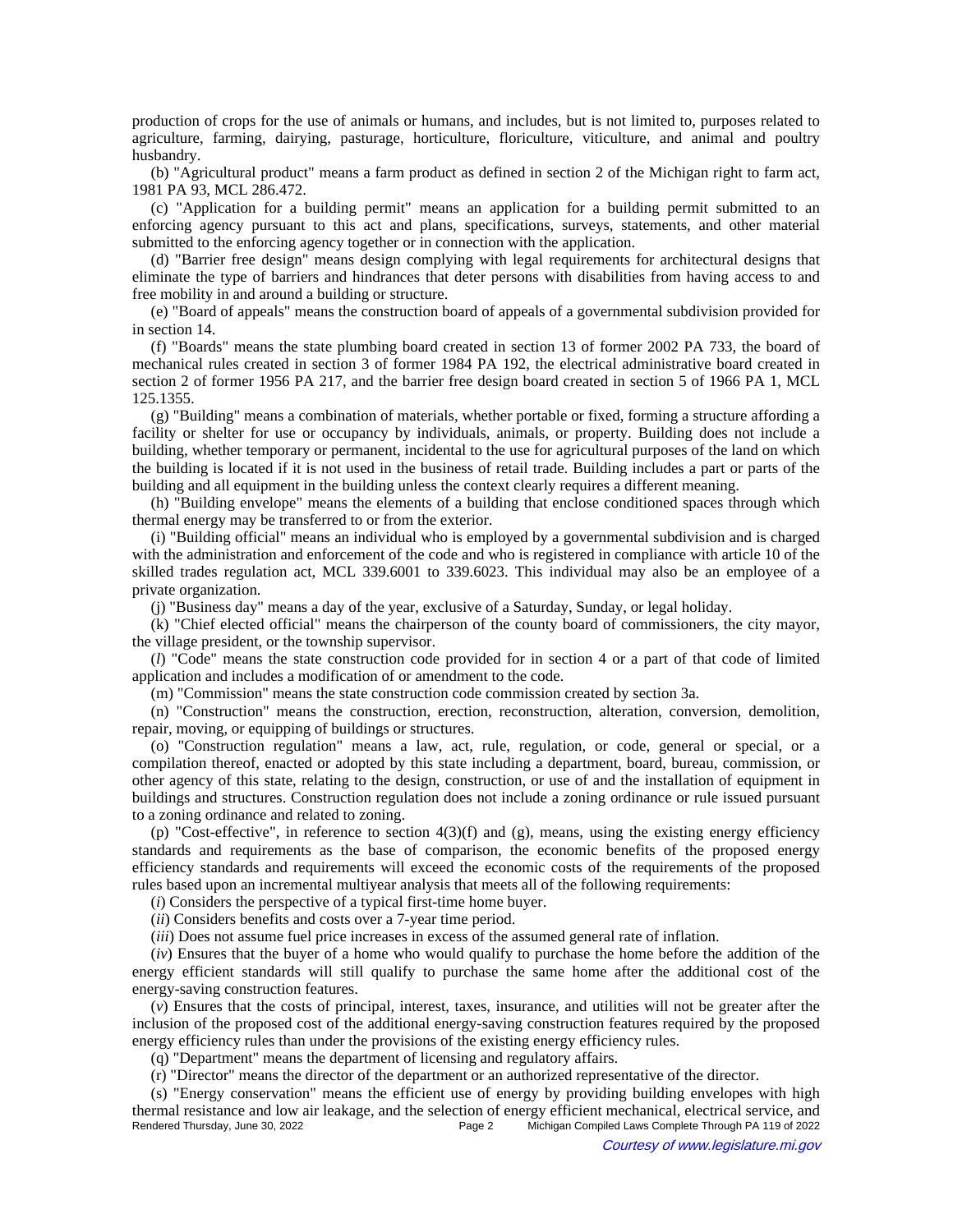production of crops for the use of animals or humans, and includes, but is not limited to, purposes related to agriculture, farming, dairying, pasturage, horticulture, floriculture, viticulture, and animal and poultry husbandry.

(b) "Agricultural product" means a farm product as defined in section 2 of the Michigan right to farm act, 1981 PA 93, MCL 286.472.

(c) "Application for a building permit" means an application for a building permit submitted to an enforcing agency pursuant to this act and plans, specifications, surveys, statements, and other material submitted to the enforcing agency together or in connection with the application.

(d) "Barrier free design" means design complying with legal requirements for architectural designs that eliminate the type of barriers and hindrances that deter persons with disabilities from having access to and free mobility in and around a building or structure.

(e) "Board of appeals" means the construction board of appeals of a governmental subdivision provided for in section 14.

(f) "Boards" means the state plumbing board created in section 13 of former 2002 PA 733, the board of mechanical rules created in section 3 of former 1984 PA 192, the electrical administrative board created in section 2 of former 1956 PA 217, and the barrier free design board created in section 5 of 1966 PA 1, MCL 125.1355.

(g) "Building" means a combination of materials, whether portable or fixed, forming a structure affording a facility or shelter for use or occupancy by individuals, animals, or property. Building does not include a building, whether temporary or permanent, incidental to the use for agricultural purposes of the land on which the building is located if it is not used in the business of retail trade. Building includes a part or parts of the building and all equipment in the building unless the context clearly requires a different meaning.

(h) "Building envelope" means the elements of a building that enclose conditioned spaces through which thermal energy may be transferred to or from the exterior.

(i) "Building official" means an individual who is employed by a governmental subdivision and is charged with the administration and enforcement of the code and who is registered in compliance with article 10 of the skilled trades regulation act, MCL 339.6001 to 339.6023. This individual may also be an employee of a private organization.

(j) "Business day" means a day of the year, exclusive of a Saturday, Sunday, or legal holiday.

(k) "Chief elected official" means the chairperson of the county board of commissioners, the city mayor, the village president, or the township supervisor.

(*l*) "Code" means the state construction code provided for in section 4 or a part of that code of limited application and includes a modification of or amendment to the code.

(m) "Commission" means the state construction code commission created by section 3a.

(n) "Construction" means the construction, erection, reconstruction, alteration, conversion, demolition, repair, moving, or equipping of buildings or structures.

(o) "Construction regulation" means a law, act, rule, regulation, or code, general or special, or a compilation thereof, enacted or adopted by this state including a department, board, bureau, commission, or other agency of this state, relating to the design, construction, or use of and the installation of equipment in buildings and structures. Construction regulation does not include a zoning ordinance or rule issued pursuant to a zoning ordinance and related to zoning.

(p) "Cost-effective", in reference to section 4(3)(f) and (g), means, using the existing energy efficiency standards and requirements as the base of comparison, the economic benefits of the proposed energy efficiency standards and requirements will exceed the economic costs of the requirements of the proposed rules based upon an incremental multiyear analysis that meets all of the following requirements:

(*i*) Considers the perspective of a typical first-time home buyer.

(*ii*) Considers benefits and costs over a 7-year time period.

(*iii*) Does not assume fuel price increases in excess of the assumed general rate of inflation.

(*iv*) Ensures that the buyer of a home who would qualify to purchase the home before the addition of the energy efficient standards will still qualify to purchase the same home after the additional cost of the energy-saving construction features.

(*v*) Ensures that the costs of principal, interest, taxes, insurance, and utilities will not be greater after the inclusion of the proposed cost of the additional energy-saving construction features required by the proposed energy efficiency rules than under the provisions of the existing energy efficiency rules.

(q) "Department" means the department of licensing and regulatory affairs.

(r) "Director" means the director of the department or an authorized representative of the director.

(s) "Energy conservation" means the efficient use of energy by providing building envelopes with high thermal resistance and low air leakage, and the selection of energy efficient mechanical, electrical service, and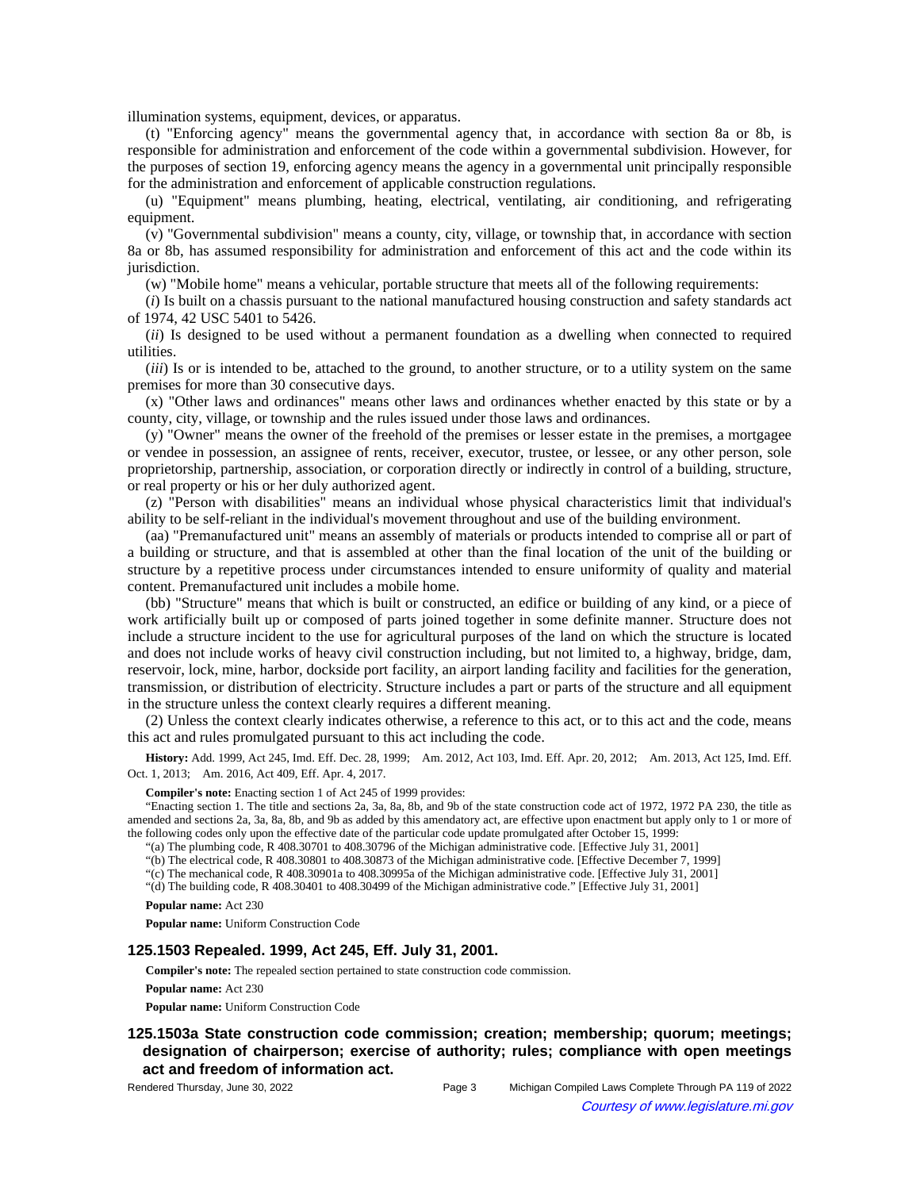illumination systems, equipment, devices, or apparatus.

(t) "Enforcing agency" means the governmental agency that, in accordance with section 8a or 8b, is responsible for administration and enforcement of the code within a governmental subdivision. However, for the purposes of section 19, enforcing agency means the agency in a governmental unit principally responsible for the administration and enforcement of applicable construction regulations.

(u) "Equipment" means plumbing, heating, electrical, ventilating, air conditioning, and refrigerating equipment.

(v) "Governmental subdivision" means a county, city, village, or township that, in accordance with section 8a or 8b, has assumed responsibility for administration and enforcement of this act and the code within its jurisdiction.

(w) "Mobile home" means a vehicular, portable structure that meets all of the following requirements:

(*i*) Is built on a chassis pursuant to the national manufactured housing construction and safety standards act of 1974, 42 USC 5401 to 5426.

(*ii*) Is designed to be used without a permanent foundation as a dwelling when connected to required utilities.

(*iii*) Is or is intended to be, attached to the ground, to another structure, or to a utility system on the same premises for more than 30 consecutive days.

(x) "Other laws and ordinances" means other laws and ordinances whether enacted by this state or by a county, city, village, or township and the rules issued under those laws and ordinances.

(y) "Owner" means the owner of the freehold of the premises or lesser estate in the premises, a mortgagee or vendee in possession, an assignee of rents, receiver, executor, trustee, or lessee, or any other person, sole proprietorship, partnership, association, or corporation directly or indirectly in control of a building, structure, or real property or his or her duly authorized agent.

(z) "Person with disabilities" means an individual whose physical characteristics limit that individual's ability to be self-reliant in the individual's movement throughout and use of the building environment.

(aa) "Premanufactured unit" means an assembly of materials or products intended to comprise all or part of a building or structure, and that is assembled at other than the final location of the unit of the building or structure by a repetitive process under circumstances intended to ensure uniformity of quality and material content. Premanufactured unit includes a mobile home.

(bb) "Structure" means that which is built or constructed, an edifice or building of any kind, or a piece of work artificially built up or composed of parts joined together in some definite manner. Structure does not include a structure incident to the use for agricultural purposes of the land on which the structure is located and does not include works of heavy civil construction including, but not limited to, a highway, bridge, dam, reservoir, lock, mine, harbor, dockside port facility, an airport landing facility and facilities for the generation, transmission, or distribution of electricity. Structure includes a part or parts of the structure and all equipment in the structure unless the context clearly requires a different meaning.

(2) Unless the context clearly indicates otherwise, a reference to this act, or to this act and the code, means this act and rules promulgated pursuant to this act including the code.

**History:** Add. 1999, Act 245, Imd. Eff. Dec. 28, 1999;—Am. 2012, Act 103, Imd. Eff. Apr. 20, 2012;—Am. 2013, Act 125, Imd. Eff. Oct. 1, 2013;—Am. 2016, Act 409, Eff. Apr. 4, 2017.

**Compiler's note:** Enacting section 1 of Act 245 of 1999 provides:

"Enacting section 1. The title and sections 2a, 3a, 8a, 8b, and 9b of the state construction code act of 1972, 1972 PA 230, the title as amended and sections 2a, 3a, 8a, 8b, and 9b as added by this amendatory act, are effective upon enactment but apply only to 1 or more of the following codes only upon the effective date of the particular code update promulgated after October 15, 1999:

"(a) The plumbing code, R 408.30701 to 408.30796 of the Michigan administrative code. [Effective July 31, 2001]

"(b) The electrical code, R 408.30801 to 408.30873 of the Michigan administrative code. [Effective December 7, 1999]

"(c) The mechanical code, R 408.30901a to 408.30995a of the Michigan administrative code. [Effective July 31, 2001]

"(d) The building code, R 408.30401 to 408.30499 of the Michigan administrative code." [Effective July 31, 2001]

**Popular name:** Act 230

**Popular name:** Uniform Construction Code

### 125.1503 Repealed. 1999, Act 245, Eff. July 31, 2001.

**Compiler's note:** The repealed section pertained to state construction code commission.

**Popular name:** Act 230

**Popular name:** Uniform Construction Code

### 125.1503a State construction code commission; creation; membership; quorum; meetings; designation of chairperson; exercise of authority; rules; compliance with open meetings act and freedom of information act.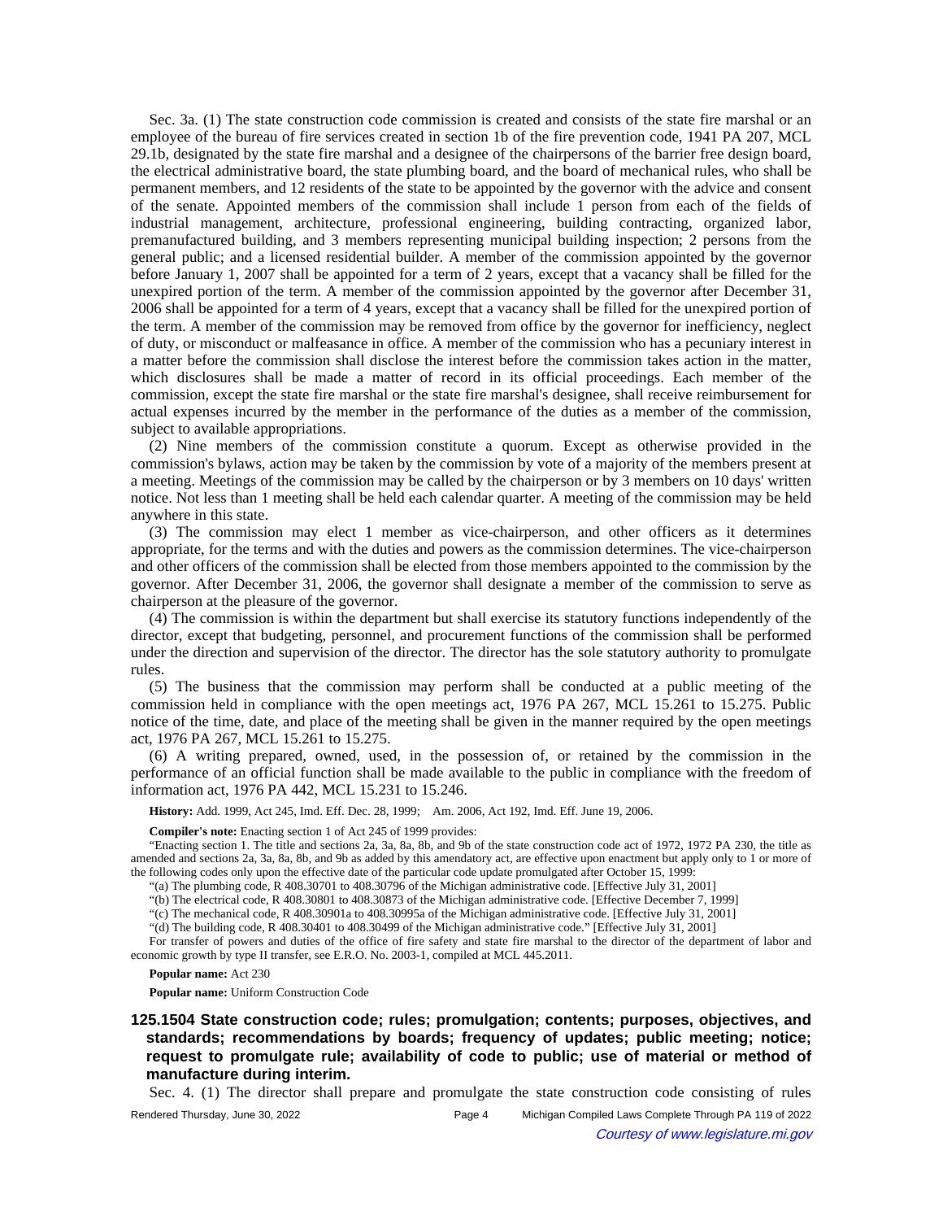Sec. 3a. (1) The state construction code commission is created and consists of the state fire marshal or an employee of the bureau of fire services created in section 1b of the fire prevention code, 1941 PA 207, MCL 29.1b, designated by the state fire marshal and a designee of the chairpersons of the barrier free design board, the electrical administrative board, the state plumbing board, and the board of mechanical rules, who shall be permanent members, and 12 residents of the state to be appointed by the governor with the advice and consent of the senate. Appointed members of the commission shall include 1 person from each of the fields of industrial management, architecture, professional engineering, building contracting, organized labor, premanufactured building, and 3 members representing municipal building inspection; 2 persons from the general public; and a licensed residential builder. A member of the commission appointed by the governor before January 1, 2007 shall be appointed for a term of 2 years, except that a vacancy shall be filled for the unexpired portion of the term. A member of the commission appointed by the governor after December 31, 2006 shall be appointed for a term of 4 years, except that a vacancy shall be filled for the unexpired portion of the term. A member of the commission may be removed from office by the governor for inefficiency, neglect of duty, or misconduct or malfeasance in office. A member of the commission who has a pecuniary interest in a matter before the commission shall disclose the interest before the commission takes action in the matter, which disclosures shall be made a matter of record in its official proceedings. Each member of the commission, except the state fire marshal or the state fire marshal's designee, shall receive reimbursement for actual expenses incurred by the member in the performance of the duties as a member of the commission, subject to available appropriations.

(2) Nine members of the commission constitute a quorum. Except as otherwise provided in the commission's bylaws, action may be taken by the commission by vote of a majority of the members present at a meeting. Meetings of the commission may be called by the chairperson or by 3 members on 10 days' written notice. Not less than 1 meeting shall be held each calendar quarter. A meeting of the commission may be held anywhere in this state.

(3) The commission may elect 1 member as vice-chairperson, and other officers as it determines appropriate, for the terms and with the duties and powers as the commission determines. The vice-chairperson and other officers of the commission shall be elected from those members appointed to the commission by the governor. After December 31, 2006, the governor shall designate a member of the commission to serve as chairperson at the pleasure of the governor.

(4) The commission is within the department but shall exercise its statutory functions independently of the director, except that budgeting, personnel, and procurement functions of the commission shall be performed under the direction and supervision of the director. The director has the sole statutory authority to promulgate rules.

(5) The business that the commission may perform shall be conducted at a public meeting of the commission held in compliance with the open meetings act, 1976 PA 267, MCL 15.261 to 15.275. Public notice of the time, date, and place of the meeting shall be given in the manner required by the open meetings act, 1976 PA 267, MCL 15.261 to 15.275.

(6) A writing prepared, owned, used, in the possession of, or retained by the commission in the performance of an official function shall be made available to the public in compliance with the freedom of information act, 1976 PA 442, MCL 15.231 to 15.246.

**History:** Add. 1999, Act 245, Imd. Eff. Dec. 28, 1999; Am. 2006, Act 192, Imd. Eff. June 19, 2006.

**Compiler's note:** Enacting section 1 of Act 245 of 1999 provides:

"Enacting section 1. The title and sections 2a, 3a, 8a, 8b, and 9b of the state construction code act of 1972, 1972 PA 230, the title as amended and sections 2a, 3a, 8a, 8b, and 9b as added by this amendatory act, are effective upon enactment but apply only to 1 or more of the following codes only upon the effective date of the particular code update promulgated after October 15, 1999:

"(a) The plumbing code, R 408.30701 to 408.30796 of the Michigan administrative code. [Effective July 31, 2001]

"(b) The electrical code, R 408.30801 to 408.30873 of the Michigan administrative code. [Effective December 7, 1999]

"(c) The mechanical code, R 408.30901a to 408.30995a of the Michigan administrative code. [Effective July 31, 2001]

"(d) The building code, R 408.30401 to 408.30499 of the Michigan administrative code." [Effective July 31, 2001]

For transfer of powers and duties of the office of fire safety and state fire marshal to the director of the department of labor and economic growth by type II transfer, see E.R.O. No. 2003-1, compiled at MCL 445.2011.

**Popular name:** Act 230

**Popular name:** Uniform Construction Code

### 125.1504 State construction code; rules; promulgation; contents; purposes, objectives, and standards; recommendations by boards; frequency of updates; public meeting; notice; request to promulgate rule; availability of code to public; use of material or method of manufacture during interim.

Sec. 4. (1) The director shall prepare and promulgate the state construction code consisting of rules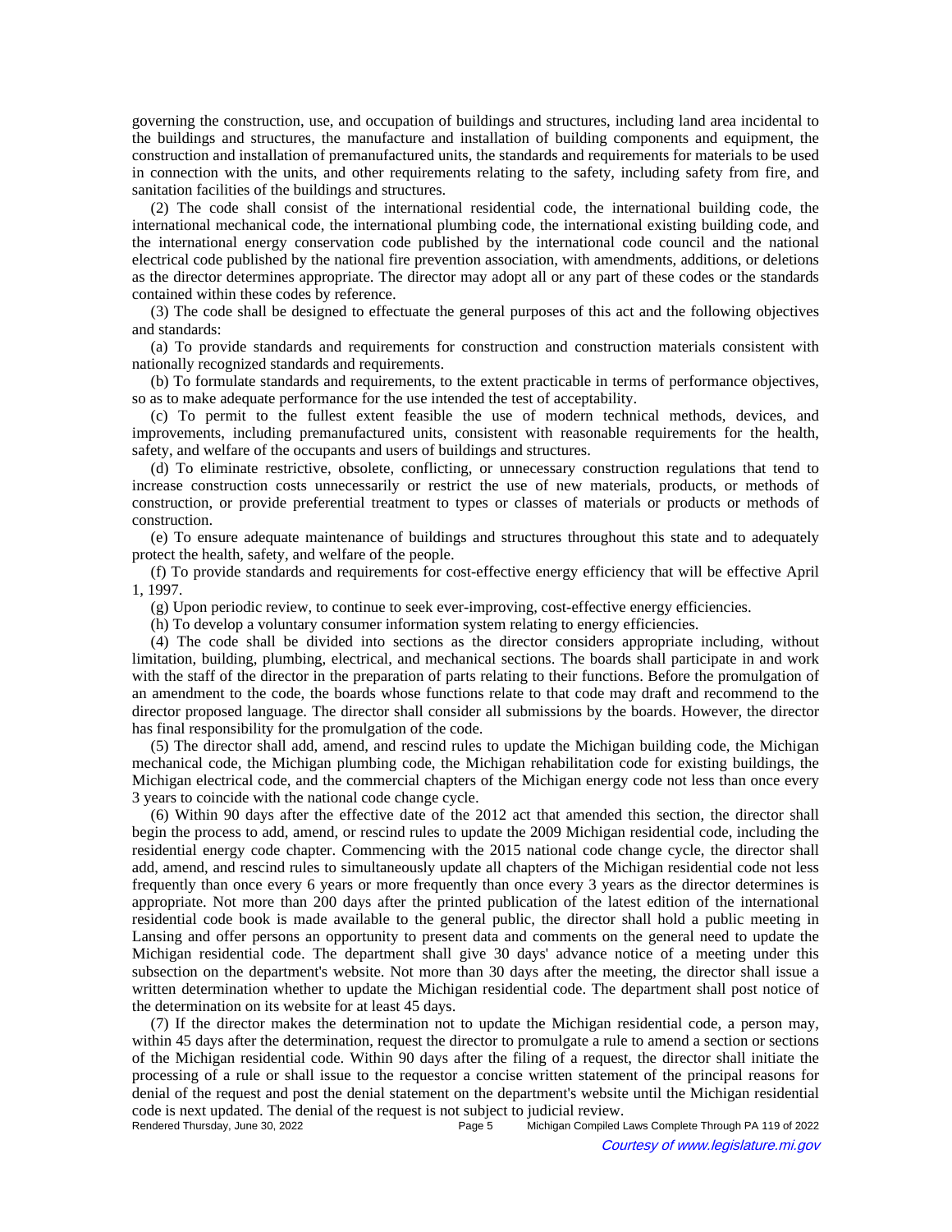governing the construction, use, and occupation of buildings and structures, including land area incidental to the buildings and structures, the manufacture and installation of building components and equipment, the construction and installation of premanufactured units, the standards and requirements for materials to be used in connection with the units, and other requirements relating to the safety, including safety from fire, and sanitation facilities of the buildings and structures.

(2) The code shall consist of the international residential code, the international building code, the international mechanical code, the international plumbing code, the international existing building code, and the international energy conservation code published by the international code council and the national electrical code published by the national fire prevention association, with amendments, additions, or deletions as the director determines appropriate. The director may adopt all or any part of these codes or the standards contained within these codes by reference.

(3) The code shall be designed to effectuate the general purposes of this act and the following objectives and standards:

(a) To provide standards and requirements for construction and construction materials consistent with nationally recognized standards and requirements.

(b) To formulate standards and requirements, to the extent practicable in terms of performance objectives, so as to make adequate performance for the use intended the test of acceptability.

(c) To permit to the fullest extent feasible the use of modern technical methods, devices, and improvements, including premanufactured units, consistent with reasonable requirements for the health, safety, and welfare of the occupants and users of buildings and structures.

(d) To eliminate restrictive, obsolete, conflicting, or unnecessary construction regulations that tend to increase construction costs unnecessarily or restrict the use of new materials, products, or methods of construction, or provide preferential treatment to types or classes of materials or products or methods of construction.

(e) To ensure adequate maintenance of buildings and structures throughout this state and to adequately protect the health, safety, and welfare of the people.

(f) To provide standards and requirements for cost-effective energy efficiency that will be effective April 1, 1997.

(g) Upon periodic review, to continue to seek ever-improving, cost-effective energy efficiencies.

(h) To develop a voluntary consumer information system relating to energy efficiencies.

(4) The code shall be divided into sections as the director considers appropriate including, without limitation, building, plumbing, electrical, and mechanical sections. The boards shall participate in and work with the staff of the director in the preparation of parts relating to their functions. Before the promulgation of an amendment to the code, the boards whose functions relate to that code may draft and recommend to the director proposed language. The director shall consider all submissions by the boards. However, the director has final responsibility for the promulgation of the code.

(5) The director shall add, amend, and rescind rules to update the Michigan building code, the Michigan mechanical code, the Michigan plumbing code, the Michigan rehabilitation code for existing buildings, the Michigan electrical code, and the commercial chapters of the Michigan energy code not less than once every 3 years to coincide with the national code change cycle.

(6) Within 90 days after the effective date of the 2012 act that amended this section, the director shall begin the process to add, amend, or rescind rules to update the 2009 Michigan residential code, including the residential energy code chapter. Commencing with the 2015 national code change cycle, the director shall add, amend, and rescind rules to simultaneously update all chapters of the Michigan residential code not less frequently than once every 6 years or more frequently than once every 3 years as the director determines is appropriate. Not more than 200 days after the printed publication of the latest edition of the international residential code book is made available to the general public, the director shall hold a public meeting in Lansing and offer persons an opportunity to present data and comments on the general need to update the Michigan residential code. The department shall give 30 days' advance notice of a meeting under this subsection on the department's website. Not more than 30 days after the meeting, the director shall issue a written determination whether to update the Michigan residential code. The department shall post notice of the determination on its website for at least 45 days.

(7) If the director makes the determination not to update the Michigan residential code, a person may, within 45 days after the determination, request the director to promulgate a rule to amend a section or sections of the Michigan residential code. Within 90 days after the filing of a request, the director shall initiate the processing of a rule or shall issue to the requestor a concise written statement of the principal reasons for denial of the request and post the denial statement on the department's website until the Michigan residential code is next updated. The denial of the request is not subject to judicial review.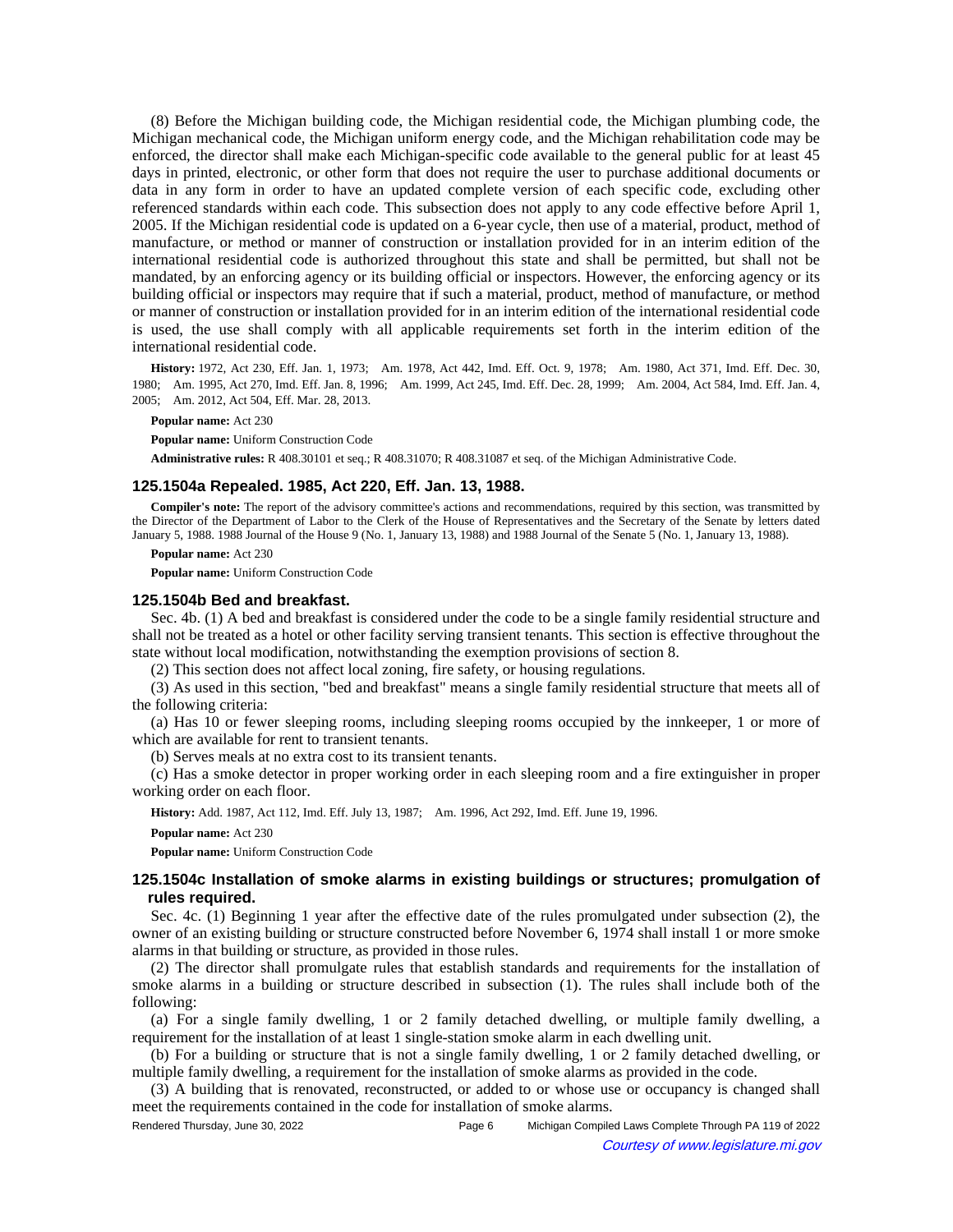(8) Before the Michigan building code, the Michigan residential code, the Michigan plumbing code, the Michigan mechanical code, the Michigan uniform energy code, and the Michigan rehabilitation code may be enforced, the director shall make each Michigan-specific code available to the general public for at least 45 days in printed, electronic, or other form that does not require the user to purchase additional documents or data in any form in order to have an updated complete version of each specific code, excluding other referenced standards within each code. This subsection does not apply to any code effective before April 1, 2005. If the Michigan residential code is updated on a 6-year cycle, then use of a material, product, method of manufacture, or method or manner of construction or installation provided for in an interim edition of the international residential code is authorized throughout this state and shall be permitted, but shall not be mandated, by an enforcing agency or its building official or inspectors. However, the enforcing agency or its building official or inspectors may require that if such a material, product, method of manufacture, or method or manner of construction or installation provided for in an interim edition of the international residential code is used, the use shall comply with all applicable requirements set forth in the interim edition of the international residential code.

**History:** 1972, Act 230, Eff. Jan. 1, 1973; Am. 1978, Act 442, Imd. Eff. Oct. 9, 1978; Am. 1980, Act 371, Imd. Eff. Dec. 30, 1980; Am. 1995, Act 270, Imd. Eff. Jan. 8, 1996; Am. 1999, Act 245, Imd. Eff. Dec. 28, 1999; Am. 2004, Act 584, Imd. Eff. Jan. 4, 2005; Am. 2012, Act 504, Eff. Mar. 28, 2013.

**Popular name:** Act 230

**Popular name:** Uniform Construction Code

**Administrative rules:** R 408.30101 et seq.; R 408.31070; R 408.31087 et seq. of the Michigan Administrative Code.

### 125.1504a Repealed. 1985, Act 220, Eff. Jan. 13, 1988.

**Compiler's note:** The report of the advisory committee's actions and recommendations, required by this section, was transmitted by the Director of the Department of Labor to the Clerk of the House of Representatives and the Secretary of the Senate by letters dated January 5, 1988. 1988 Journal of the House 9 (No. 1, January 13, 1988) and 1988 Journal of the Senate 5 (No. 1, January 13, 1988).

**Popular name:** Act 230

**Popular name:** Uniform Construction Code

### 125.1504b Bed and breakfast.

Sec. 4b. (1) A bed and breakfast is considered under the code to be a single family residential structure and shall not be treated as a hotel or other facility serving transient tenants. This section is effective throughout the state without local modification, notwithstanding the exemption provisions of section 8.

(2) This section does not affect local zoning, fire safety, or housing regulations.

(3) As used in this section, "bed and breakfast" means a single family residential structure that meets all of the following criteria:

(a) Has 10 or fewer sleeping rooms, including sleeping rooms occupied by the innkeeper, 1 or more of which are available for rent to transient tenants.

(b) Serves meals at no extra cost to its transient tenants.

(c) Has a smoke detector in proper working order in each sleeping room and a fire extinguisher in proper working order on each floor.

**History:** Add. 1987, Act 112, Imd. Eff. July 13, 1987; Am. 1996, Act 292, Imd. Eff. June 19, 1996.

**Popular name:** Act 230

**Popular name:** Uniform Construction Code

### 125.1504c Installation of smoke alarms in existing buildings or structures; promulgation of rules required.

Sec. 4c. (1) Beginning 1 year after the effective date of the rules promulgated under subsection (2), the owner of an existing building or structure constructed before November 6, 1974 shall install 1 or more smoke alarms in that building or structure, as provided in those rules.

(2) The director shall promulgate rules that establish standards and requirements for the installation of smoke alarms in a building or structure described in subsection (1). The rules shall include both of the following:

(a) For a single family dwelling, 1 or 2 family detached dwelling, or multiple family dwelling, a requirement for the installation of at least 1 single-station smoke alarm in each dwelling unit.

(b) For a building or structure that is not a single family dwelling, 1 or 2 family detached dwelling, or multiple family dwelling, a requirement for the installation of smoke alarms as provided in the code.

(3) A building that is renovated, reconstructed, or added to or whose use or occupancy is changed shall meet the requirements contained in the code for installation of smoke alarms.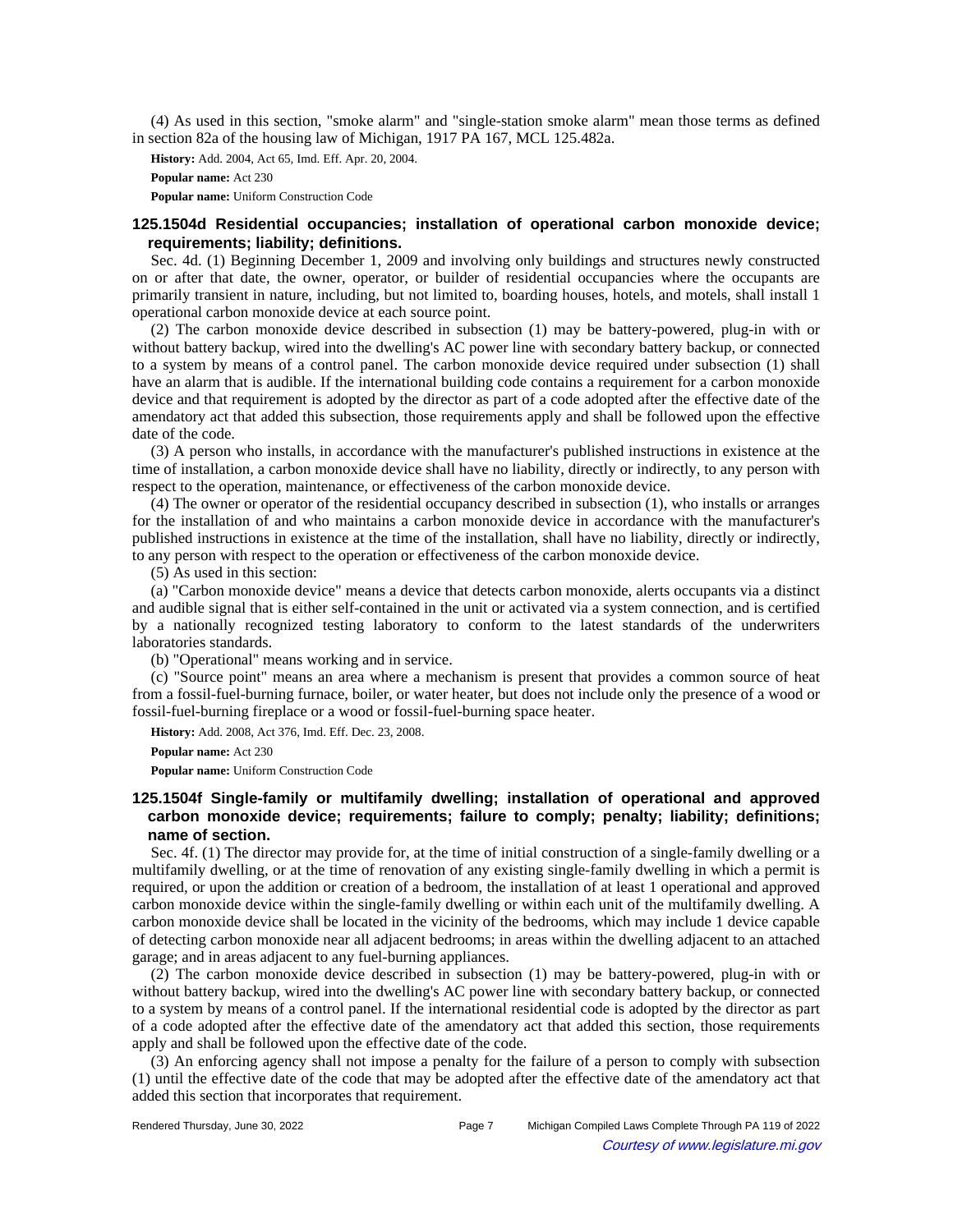(4) As used in this section, "smoke alarm" and "single-station smoke alarm" mean those terms as defined in section 82a of the housing law of Michigan, 1917 PA 167, MCL 125.482a.

**History:** Add. 2004, Act 65, Imd. Eff. Apr. 20, 2004.

**Popular name:** Act 230

**Popular name:** Uniform Construction Code

### 125.1504d Residential occupancies; installation of operational carbon monoxide device; requirements; liability; definitions.

Sec. 4d. (1) Beginning December 1, 2009 and involving only buildings and structures newly constructed on or after that date, the owner, operator, or builder of residential occupancies where the occupants are primarily transient in nature, including, but not limited to, boarding houses, hotels, and motels, shall install 1 operational carbon monoxide device at each source point.

(2) The carbon monoxide device described in subsection (1) may be battery-powered, plug-in with or without battery backup, wired into the dwelling's AC power line with secondary battery backup, or connected to a system by means of a control panel. The carbon monoxide device required under subsection (1) shall have an alarm that is audible. If the international building code contains a requirement for a carbon monoxide device and that requirement is adopted by the director as part of a code adopted after the effective date of the amendatory act that added this subsection, those requirements apply and shall be followed upon the effective date of the code.

(3) A person who installs, in accordance with the manufacturer's published instructions in existence at the time of installation, a carbon monoxide device shall have no liability, directly or indirectly, to any person with respect to the operation, maintenance, or effectiveness of the carbon monoxide device.

(4) The owner or operator of the residential occupancy described in subsection (1), who installs or arranges for the installation of and who maintains a carbon monoxide device in accordance with the manufacturer's published instructions in existence at the time of the installation, shall have no liability, directly or indirectly, to any person with respect to the operation or effectiveness of the carbon monoxide device.

(5) As used in this section:

(a) "Carbon monoxide device" means a device that detects carbon monoxide, alerts occupants via a distinct and audible signal that is either self-contained in the unit or activated via a system connection, and is certified by a nationally recognized testing laboratory to conform to the latest standards of the underwriters laboratories standards.

(b) "Operational" means working and in service.

(c) "Source point" means an area where a mechanism is present that provides a common source of heat from a fossil-fuel-burning furnace, boiler, or water heater, but does not include only the presence of a wood or fossil-fuel-burning fireplace or a wood or fossil-fuel-burning space heater.

**History:** Add. 2008, Act 376, Imd. Eff. Dec. 23, 2008.

**Popular name:** Act 230

**Popular name:** Uniform Construction Code

### 125.1504f Single-family or multifamily dwelling; installation of operational and approved carbon monoxide device; requirements; failure to comply; penalty; liability; definitions; name of section.

Sec. 4f. (1) The director may provide for, at the time of initial construction of a single-family dwelling or a multifamily dwelling, or at the time of renovation of any existing single-family dwelling in which a permit is required, or upon the addition or creation of a bedroom, the installation of at least 1 operational and approved carbon monoxide device within the single-family dwelling or within each unit of the multifamily dwelling. A carbon monoxide device shall be located in the vicinity of the bedrooms, which may include 1 device capable of detecting carbon monoxide near all adjacent bedrooms; in areas within the dwelling adjacent to an attached garage; and in areas adjacent to any fuel-burning appliances.

(2) The carbon monoxide device described in subsection (1) may be battery-powered, plug-in with or without battery backup, wired into the dwelling's AC power line with secondary battery backup, or connected to a system by means of a control panel. If the international residential code is adopted by the director as part of a code adopted after the effective date of the amendatory act that added this section, those requirements apply and shall be followed upon the effective date of the code.

(3) An enforcing agency shall not impose a penalty for the failure of a person to comply with subsection (1) until the effective date of the code that may be adopted after the effective date of the amendatory act that added this section that incorporates that requirement.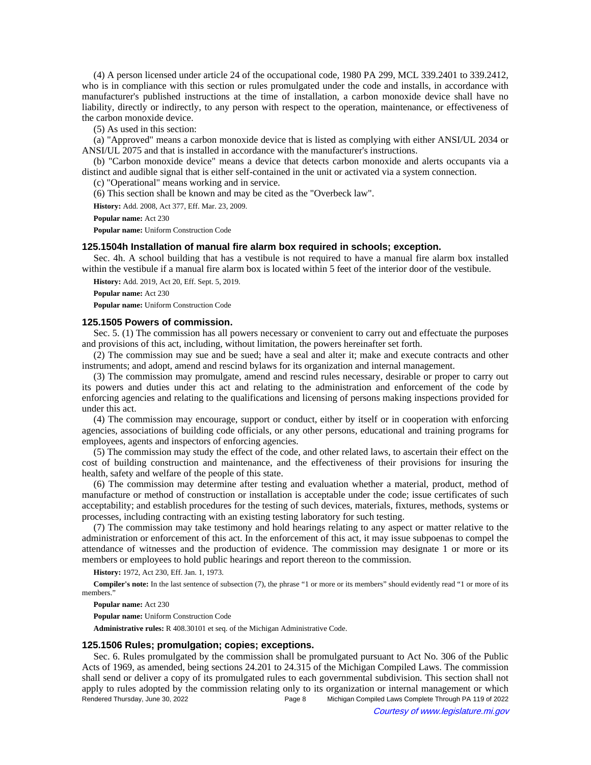(4) A person licensed under article 24 of the occupational code, 1980 PA 299, MCL 339.2401 to 339.2412, who is in compliance with this section or rules promulgated under the code and installs, in accordance with manufacturer's published instructions at the time of installation, a carbon monoxide device shall have no liability, directly or indirectly, to any person with respect to the operation, maintenance, or effectiveness of the carbon monoxide device.

(5) As used in this section:

(a) "Approved" means a carbon monoxide device that is listed as complying with either ANSI/UL 2034 or ANSI/UL 2075 and that is installed in accordance with the manufacturer's instructions.

(b) "Carbon monoxide device" means a device that detects carbon monoxide and alerts occupants via a distinct and audible signal that is either self-contained in the unit or activated via a system connection.

(c) "Operational" means working and in service.

(6) This section shall be known and may be cited as the "Overbeck law".

**History:** Add. 2008, Act 377, Eff. Mar. 23, 2009.

**Popular name:** Act 230

**Popular name:** Uniform Construction Code

### 125.1504h Installation of manual fire alarm box required in schools; exception.

Sec. 4h. A school building that has a vestibule is not required to have a manual fire alarm box installed within the vestibule if a manual fire alarm box is located within 5 feet of the interior door of the vestibule.

**History:** Add. 2019, Act 20, Eff. Sept. 5, 2019.

**Popular name:** Act 230

**Popular name:** Uniform Construction Code

### 125.1505 Powers of commission.

Sec. 5. (1) The commission has all powers necessary or convenient to carry out and effectuate the purposes and provisions of this act, including, without limitation, the powers hereinafter set forth.

(2) The commission may sue and be sued; have a seal and alter it; make and execute contracts and other instruments; and adopt, amend and rescind bylaws for its organization and internal management.

(3) The commission may promulgate, amend and rescind rules necessary, desirable or proper to carry out its powers and duties under this act and relating to the administration and enforcement of the code by enforcing agencies and relating to the qualifications and licensing of persons making inspections provided for under this act.

(4) The commission may encourage, support or conduct, either by itself or in cooperation with enforcing agencies, associations of building code officials, or any other persons, educational and training programs for employees, agents and inspectors of enforcing agencies.

(5) The commission may study the effect of the code, and other related laws, to ascertain their effect on the cost of building construction and maintenance, and the effectiveness of their provisions for insuring the health, safety and welfare of the people of this state.

(6) The commission may determine after testing and evaluation whether a material, product, method of manufacture or method of construction or installation is acceptable under the code; issue certificates of such acceptability; and establish procedures for the testing of such devices, materials, fixtures, methods, systems or processes, including contracting with an existing testing laboratory for such testing.

(7) The commission may take testimony and hold hearings relating to any aspect or matter relative to the administration or enforcement of this act. In the enforcement of this act, it may issue subpoenas to compel the attendance of witnesses and the production of evidence. The commission may designate 1 or more or its members or employees to hold public hearings and report thereon to the commission.

**History:** 1972, Act 230, Eff. Jan. 1, 1973.

**Compiler's note:** In the last sentence of subsection (7), the phrase "1 or more or its members" should evidently read "1 or more of its members."

**Popular name:** Act 230

**Popular name:** Uniform Construction Code

**Administrative rules:** R 408.30101 et seq. of the Michigan Administrative Code.

### 125.1506 Rules; promulgation; copies; exceptions.

Sec. 6. Rules promulgated by the commission shall be promulgated pursuant to Act No. 306 of the Public Acts of 1969, as amended, being sections 24.201 to 24.315 of the Michigan Compiled Laws. The commission shall send or deliver a copy of its promulgated rules to each governmental subdivision. This section shall not apply to rules adopted by the commission relating only to its organization or internal management or which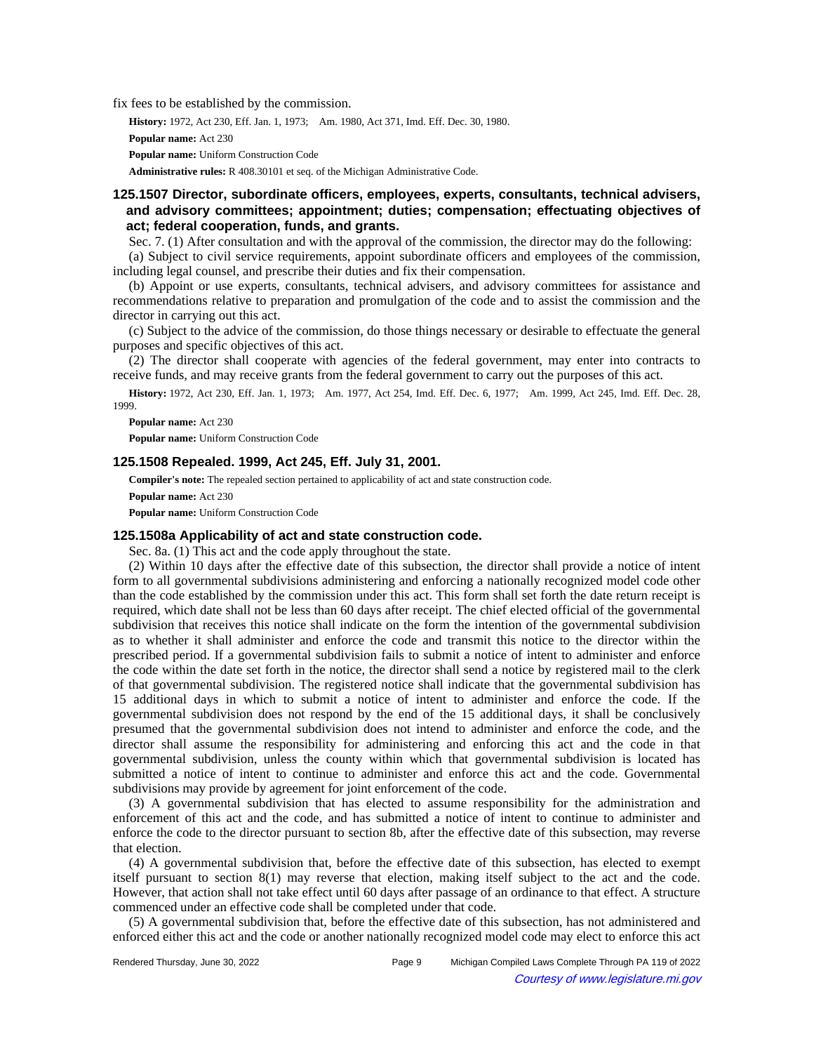fix fees to be established by the commission.

**History:** 1972, Act 230, Eff. Jan. 1, 1973; Am. 1980, Act 371, Imd. Eff. Dec. 30, 1980.

**Popular name:** Act 230

**Popular name:** Uniform Construction Code

**Administrative rules:** R 408.30101 et seq. of the Michigan Administrative Code.

### 125.1507 Director, subordinate officers, employees, experts, consultants, technical advisers, and advisory committees; appointment; duties; compensation; effectuating objectives of act; federal cooperation, funds, and grants.

Sec. 7. (1) After consultation and with the approval of the commission, the director may do the following:

(a) Subject to civil service requirements, appoint subordinate officers and employees of the commission, including legal counsel, and prescribe their duties and fix their compensation.

(b) Appoint or use experts, consultants, technical advisers, and advisory committees for assistance and recommendations relative to preparation and promulgation of the code and to assist the commission and the director in carrying out this act.

(c) Subject to the advice of the commission, do those things necessary or desirable to effectuate the general purposes and specific objectives of this act.

(2) The director shall cooperate with agencies of the federal government, may enter into contracts to receive funds, and may receive grants from the federal government to carry out the purposes of this act.

**History:** 1972, Act 230, Eff. Jan. 1, 1973; Am. 1977, Act 254, Imd. Eff. Dec. 6, 1977; Am. 1999, Act 245, Imd. Eff. Dec. 28, 1999.

**Popular name:** Act 230

**Popular name:** Uniform Construction Code

### 125.1508 Repealed. 1999, Act 245, Eff. July 31, 2001.

**Compiler's note:** The repealed section pertained to applicability of act and state construction code.

**Popular name:** Act 230

**Popular name:** Uniform Construction Code

### 125.1508a Applicability of act and state construction code.

Sec. 8a. (1) This act and the code apply throughout the state.

(2) Within 10 days after the effective date of this subsection, the director shall provide a notice of intent form to all governmental subdivisions administering and enforcing a nationally recognized model code other than the code established by the commission under this act. This form shall set forth the date return receipt is required, which date shall not be less than 60 days after receipt. The chief elected official of the governmental subdivision that receives this notice shall indicate on the form the intention of the governmental subdivision as to whether it shall administer and enforce the code and transmit this notice to the director within the prescribed period. If a governmental subdivision fails to submit a notice of intent to administer and enforce the code within the date set forth in the notice, the director shall send a notice by registered mail to the clerk of that governmental subdivision. The registered notice shall indicate that the governmental subdivision has 15 additional days in which to submit a notice of intent to administer and enforce the code. If the governmental subdivision does not respond by the end of the 15 additional days, it shall be conclusively presumed that the governmental subdivision does not intend to administer and enforce the code, and the director shall assume the responsibility for administering and enforcing this act and the code in that governmental subdivision, unless the county within which that governmental subdivision is located has submitted a notice of intent to continue to administer and enforce this act and the code. Governmental subdivisions may provide by agreement for joint enforcement of the code.

(3) A governmental subdivision that has elected to assume responsibility for the administration and enforcement of this act and the code, and has submitted a notice of intent to continue to administer and enforce the code to the director pursuant to section 8b, after the effective date of this subsection, may reverse that election.

(4) A governmental subdivision that, before the effective date of this subsection, has elected to exempt itself pursuant to section 8(1) may reverse that election, making itself subject to the act and the code. However, that action shall not take effect until 60 days after passage of an ordinance to that effect. A structure commenced under an effective code shall be completed under that code.

(5) A governmental subdivision that, before the effective date of this subsection, has not administered and enforced either this act and the code or another nationally recognized model code may elect to enforce this act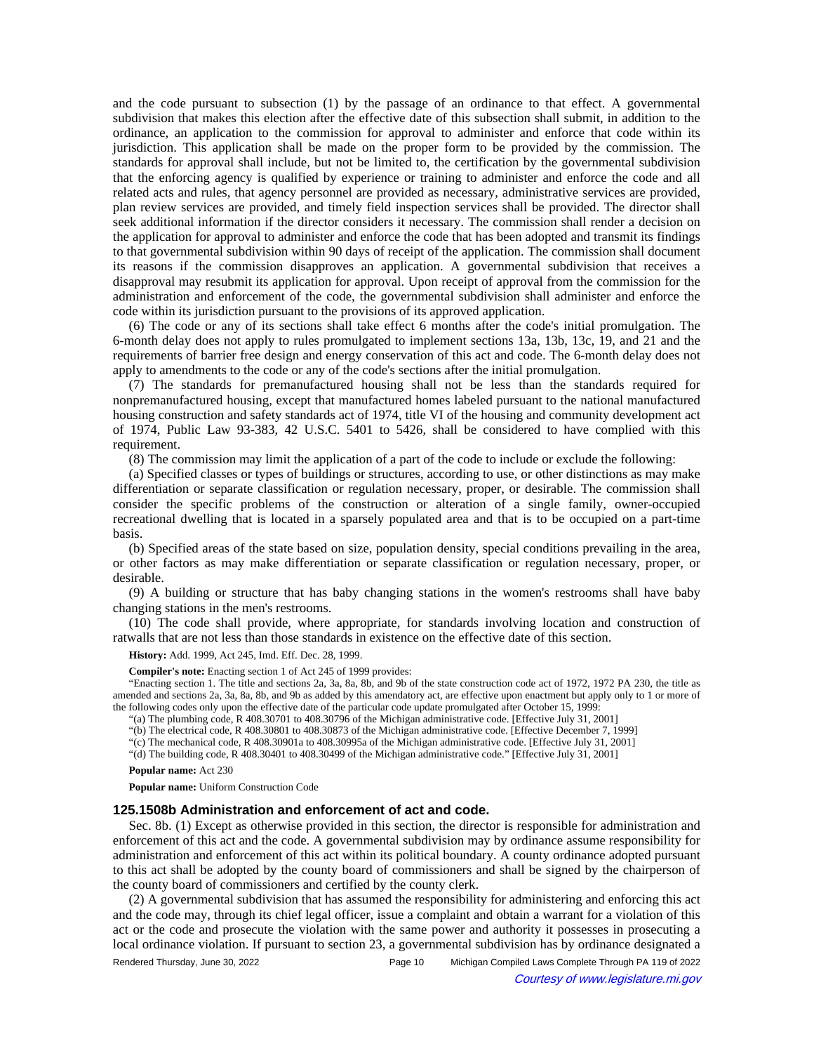and the code pursuant to subsection (1) by the passage of an ordinance to that effect. A governmental subdivision that makes this election after the effective date of this subsection shall submit, in addition to the ordinance, an application to the commission for approval to administer and enforce that code within its jurisdiction. This application shall be made on the proper form to be provided by the commission. The standards for approval shall include, but not be limited to, the certification by the governmental subdivision that the enforcing agency is qualified by experience or training to administer and enforce the code and all related acts and rules, that agency personnel are provided as necessary, administrative services are provided, plan review services are provided, and timely field inspection services shall be provided. The director shall seek additional information if the director considers it necessary. The commission shall render a decision on the application for approval to administer and enforce the code that has been adopted and transmit its findings to that governmental subdivision within 90 days of receipt of the application. The commission shall document its reasons if the commission disapproves an application. A governmental subdivision that receives a disapproval may resubmit its application for approval. Upon receipt of approval from the commission for the administration and enforcement of the code, the governmental subdivision shall administer and enforce the code within its jurisdiction pursuant to the provisions of its approved application.

(6) The code or any of its sections shall take effect 6 months after the code's initial promulgation. The 6-month delay does not apply to rules promulgated to implement sections 13a, 13b, 13c, 19, and 21 and the requirements of barrier free design and energy conservation of this act and code. The 6-month delay does not apply to amendments to the code or any of the code's sections after the initial promulgation.

(7) The standards for premanufactured housing shall not be less than the standards required for nonpremanufactured housing, except that manufactured homes labeled pursuant to the national manufactured housing construction and safety standards act of 1974, title VI of the housing and community development act of 1974, Public Law 93-383, 42 U.S.C. 5401 to 5426, shall be considered to have complied with this requirement.

(8) The commission may limit the application of a part of the code to include or exclude the following:

(a) Specified classes or types of buildings or structures, according to use, or other distinctions as may make differentiation or separate classification or regulation necessary, proper, or desirable. The commission shall consider the specific problems of the construction or alteration of a single family, owner-occupied recreational dwelling that is located in a sparsely populated area and that is to be occupied on a part-time basis.

(b) Specified areas of the state based on size, population density, special conditions prevailing in the area, or other factors as may make differentiation or separate classification or regulation necessary, proper, or desirable.

(9) A building or structure that has baby changing stations in the women's restrooms shall have baby changing stations in the men's restrooms.

(10) The code shall provide, where appropriate, for standards involving location and construction of ratwalls that are not less than those standards in existence on the effective date of this section.

**History:** Add. 1999, Act 245, Imd. Eff. Dec. 28, 1999.

**Compiler's note:** Enacting section 1 of Act 245 of 1999 provides:

"Enacting section 1. The title and sections 2a, 3a, 8a, 8b, and 9b of the state construction code act of 1972, 1972 PA 230, the title as amended and sections 2a, 3a, 8a, 8b, and 9b as added by this amendatory act, are effective upon enactment but apply only to 1 or more of the following codes only upon the effective date of the particular code update promulgated after October 15, 1999:

"(a) The plumbing code, R 408.30701 to 408.30796 of the Michigan administrative code. [Effective July 31, 2001]

"(b) The electrical code, R 408.30801 to 408.30873 of the Michigan administrative code. [Effective December 7, 1999]

"(c) The mechanical code, R 408.30901a to 408.30995a of the Michigan administrative code. [Effective July 31, 2001]

"(d) The building code, R 408.30401 to 408.30499 of the Michigan administrative code." [Effective July 31, 2001]

**Popular name:** Act 230

**Popular name:** Uniform Construction Code

### 125.1508b Administration and enforcement of act and code.

Sec. 8b. (1) Except as otherwise provided in this section, the director is responsible for administration and enforcement of this act and the code. A governmental subdivision may by ordinance assume responsibility for administration and enforcement of this act within its political boundary. A county ordinance adopted pursuant to this act shall be adopted by the county board of commissioners and shall be signed by the chairperson of the county board of commissioners and certified by the county clerk.

(2) A governmental subdivision that has assumed the responsibility for administering and enforcing this act and the code may, through its chief legal officer, issue a complaint and obtain a warrant for a violation of this act or the code and prosecute the violation with the same power and authority it possesses in prosecuting a local ordinance violation. If pursuant to section 23, a governmental subdivision has by ordinance designated a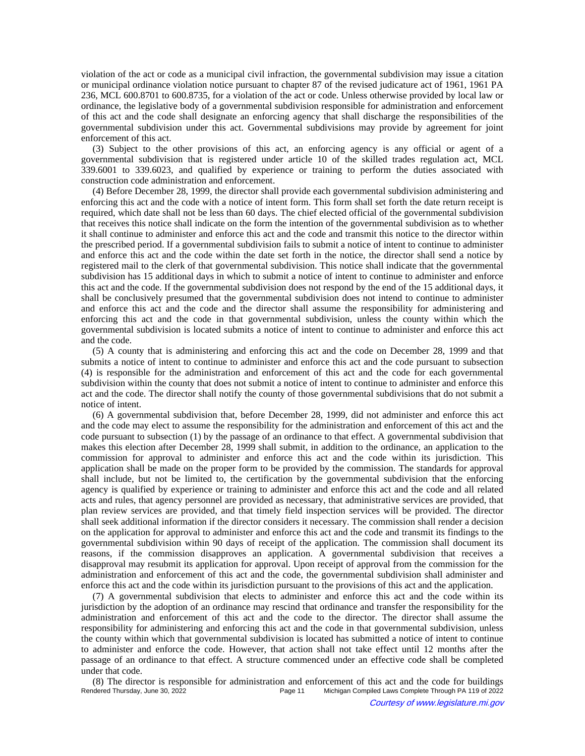violation of the act or code as a municipal civil infraction, the governmental subdivision may issue a citation or municipal ordinance violation notice pursuant to chapter 87 of the revised judicature act of 1961, 1961 PA 236, MCL 600.8701 to 600.8735, for a violation of the act or code. Unless otherwise provided by local law or ordinance, the legislative body of a governmental subdivision responsible for administration and enforcement of this act and the code shall designate an enforcing agency that shall discharge the responsibilities of the governmental subdivision under this act. Governmental subdivisions may provide by agreement for joint enforcement of this act.

(3) Subject to the other provisions of this act, an enforcing agency is any official or agent of a governmental subdivision that is registered under article 10 of the skilled trades regulation act, MCL 339.6001 to 339.6023, and qualified by experience or training to perform the duties associated with construction code administration and enforcement.

(4) Before December 28, 1999, the director shall provide each governmental subdivision administering and enforcing this act and the code with a notice of intent form. This form shall set forth the date return receipt is required, which date shall not be less than 60 days. The chief elected official of the governmental subdivision that receives this notice shall indicate on the form the intention of the governmental subdivision as to whether it shall continue to administer and enforce this act and the code and transmit this notice to the director within the prescribed period. If a governmental subdivision fails to submit a notice of intent to continue to administer and enforce this act and the code within the date set forth in the notice, the director shall send a notice by registered mail to the clerk of that governmental subdivision. This notice shall indicate that the governmental subdivision has 15 additional days in which to submit a notice of intent to continue to administer and enforce this act and the code. If the governmental subdivision does not respond by the end of the 15 additional days, it shall be conclusively presumed that the governmental subdivision does not intend to continue to administer and enforce this act and the code and the director shall assume the responsibility for administering and enforcing this act and the code in that governmental subdivision, unless the county within which the governmental subdivision is located submits a notice of intent to continue to administer and enforce this act and the code.

(5) A county that is administering and enforcing this act and the code on December 28, 1999 and that submits a notice of intent to continue to administer and enforce this act and the code pursuant to subsection (4) is responsible for the administration and enforcement of this act and the code for each governmental subdivision within the county that does not submit a notice of intent to continue to administer and enforce this act and the code. The director shall notify the county of those governmental subdivisions that do not submit a notice of intent.

(6) A governmental subdivision that, before December 28, 1999, did not administer and enforce this act and the code may elect to assume the responsibility for the administration and enforcement of this act and the code pursuant to subsection (1) by the passage of an ordinance to that effect. A governmental subdivision that makes this election after December 28, 1999 shall submit, in addition to the ordinance, an application to the commission for approval to administer and enforce this act and the code within its jurisdiction. This application shall be made on the proper form to be provided by the commission. The standards for approval shall include, but not be limited to, the certification by the governmental subdivision that the enforcing agency is qualified by experience or training to administer and enforce this act and the code and all related acts and rules, that agency personnel are provided as necessary, that administrative services are provided, that plan review services are provided, and that timely field inspection services will be provided. The director shall seek additional information if the director considers it necessary. The commission shall render a decision on the application for approval to administer and enforce this act and the code and transmit its findings to the governmental subdivision within 90 days of receipt of the application. The commission shall document its reasons, if the commission disapproves an application. A governmental subdivision that receives a disapproval may resubmit its application for approval. Upon receipt of approval from the commission for the administration and enforcement of this act and the code, the governmental subdivision shall administer and enforce this act and the code within its jurisdiction pursuant to the provisions of this act and the application.

(7) A governmental subdivision that elects to administer and enforce this act and the code within its jurisdiction by the adoption of an ordinance may rescind that ordinance and transfer the responsibility for the administration and enforcement of this act and the code to the director. The director shall assume the responsibility for administering and enforcing this act and the code in that governmental subdivision, unless the county within which that governmental subdivision is located has submitted a notice of intent to continue to administer and enforce the code. However, that action shall not take effect until 12 months after the passage of an ordinance to that effect. A structure commenced under an effective code shall be completed under that code.

(8) The director is responsible for administration and enforcement of this act and the code for buildings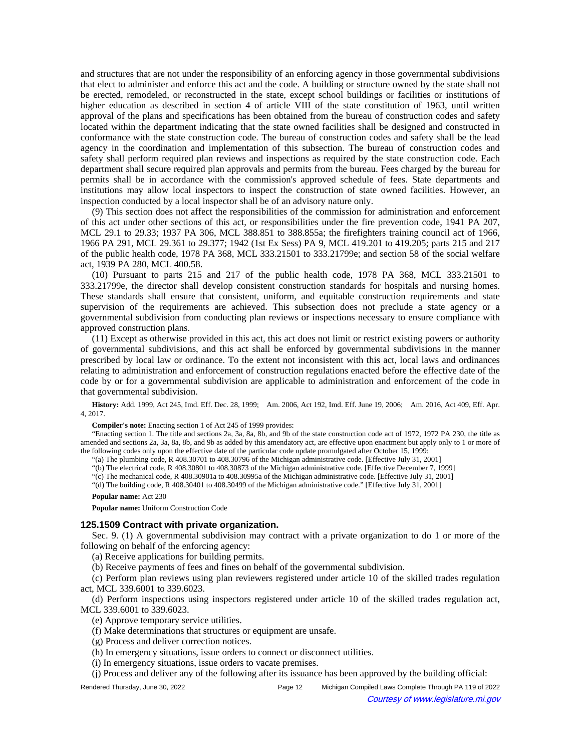and structures that are not under the responsibility of an enforcing agency in those governmental subdivisions that elect to administer and enforce this act and the code. A building or structure owned by the state shall not be erected, remodeled, or reconstructed in the state, except school buildings or facilities or institutions of higher education as described in section 4 of article VIII of the state constitution of 1963, until written approval of the plans and specifications has been obtained from the bureau of construction codes and safety located within the department indicating that the state owned facilities shall be designed and constructed in conformance with the state construction code. The bureau of construction codes and safety shall be the lead agency in the coordination and implementation of this subsection. The bureau of construction codes and safety shall perform required plan reviews and inspections as required by the state construction code. Each department shall secure required plan approvals and permits from the bureau. Fees charged by the bureau for permits shall be in accordance with the commission's approved schedule of fees. State departments and institutions may allow local inspectors to inspect the construction of state owned facilities. However, an inspection conducted by a local inspector shall be of an advisory nature only.

(9) This section does not affect the responsibilities of the commission for administration and enforcement of this act under other sections of this act, or responsibilities under the fire prevention code, 1941 PA 207, MCL 29.1 to 29.33; 1937 PA 306, MCL 388.851 to 388.855a; the firefighters training council act of 1966, 1966 PA 291, MCL 29.361 to 29.377; 1942 (1st Ex Sess) PA 9, MCL 419.201 to 419.205; parts 215 and 217 of the public health code, 1978 PA 368, MCL 333.21501 to 333.21799e; and section 58 of the social welfare act, 1939 PA 280, MCL 400.58.

(10) Pursuant to parts 215 and 217 of the public health code, 1978 PA 368, MCL 333.21501 to 333.21799e, the director shall develop consistent construction standards for hospitals and nursing homes. These standards shall ensure that consistent, uniform, and equitable construction requirements and state supervision of the requirements are achieved. This subsection does not preclude a state agency or a governmental subdivision from conducting plan reviews or inspections necessary to ensure compliance with approved construction plans.

(11) Except as otherwise provided in this act, this act does not limit or restrict existing powers or authority of governmental subdivisions, and this act shall be enforced by governmental subdivisions in the manner prescribed by local law or ordinance. To the extent not inconsistent with this act, local laws and ordinances relating to administration and enforcement of construction regulations enacted before the effective date of the code by or for a governmental subdivision are applicable to administration and enforcement of the code in that governmental subdivision.

**History:** Add. 1999, Act 245, Imd. Eff. Dec. 28, 1999; Am. 2006, Act 192, Imd. Eff. June 19, 2006; Am. 2016, Act 409, Eff. Apr. 4, 2017.

**Compiler's note:** Enacting section 1 of Act 245 of 1999 provides:

"Enacting section 1. The title and sections 2a, 3a, 8a, 8b, and 9b of the state construction code act of 1972, 1972 PA 230, the title as amended and sections 2a, 3a, 8a, 8b, and 9b as added by this amendatory act, are effective upon enactment but apply only to 1 or more of the following codes only upon the effective date of the particular code update promulgated after October 15, 1999:

"(a) The plumbing code, R 408.30701 to 408.30796 of the Michigan administrative code. [Effective July 31, 2001]

"(b) The electrical code, R 408.30801 to 408.30873 of the Michigan administrative code. [Effective December 7, 1999]

"(c) The mechanical code, R 408.30901a to 408.30995a of the Michigan administrative code. [Effective July 31, 2001]

"(d) The building code, R 408.30401 to 408.30499 of the Michigan administrative code." [Effective July 31, 2001]

**Popular name:** Act 230

**Popular name:** Uniform Construction Code

### 125.1509 Contract with private organization.

Sec. 9. (1) A governmental subdivision may contract with a private organization to do 1 or more of the following on behalf of the enforcing agency:

(a) Receive applications for building permits.

(b) Receive payments of fees and fines on behalf of the governmental subdivision.

(c) Perform plan reviews using plan reviewers registered under article 10 of the skilled trades regulation act, MCL 339.6001 to 339.6023.

(d) Perform inspections using inspectors registered under article 10 of the skilled trades regulation act, MCL 339.6001 to 339.6023.

(e) Approve temporary service utilities.

(f) Make determinations that structures or equipment are unsafe.

(g) Process and deliver correction notices.

(h) In emergency situations, issue orders to connect or disconnect utilities.

(i) In emergency situations, issue orders to vacate premises.

(j) Process and deliver any of the following after its issuance has been approved by the building official: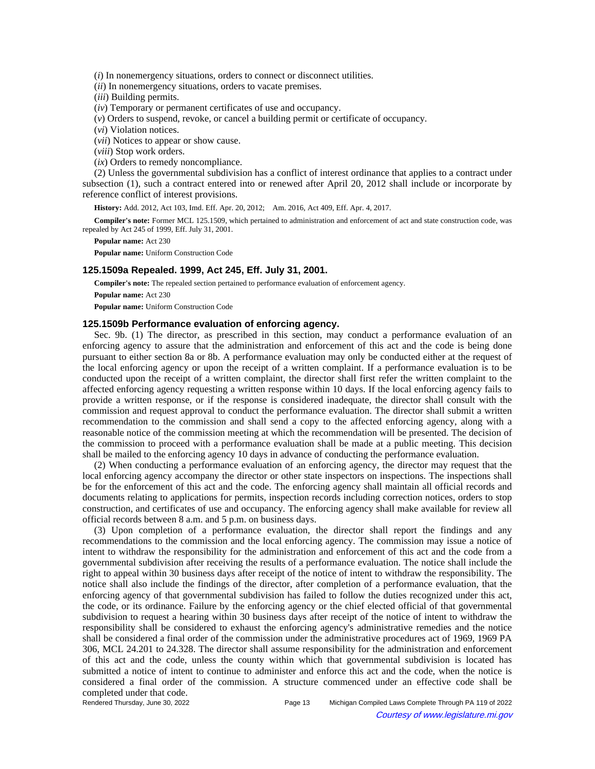(*i*) In nonemergency situations, orders to connect or disconnect utilities.

(*ii*) In nonemergency situations, orders to vacate premises.

(*iii*) Building permits.

(*iv*) Temporary or permanent certificates of use and occupancy.

(*v*) Orders to suspend, revoke, or cancel a building permit or certificate of occupancy.

(*vi*) Violation notices.

(*vii*) Notices to appear or show cause.

(*viii*) Stop work orders.

(*ix*) Orders to remedy noncompliance.

(2) Unless the governmental subdivision has a conflict of interest ordinance that applies to a contract under subsection (1), such a contract entered into or renewed after April 20, 2012 shall include or incorporate by reference conflict of interest provisions.

**History:** Add. 2012, Act 103, Imd. Eff. Apr. 20, 2012; Am. 2016, Act 409, Eff. Apr. 4, 2017.

**Compiler's note:** Former MCL 125.1509, which pertained to administration and enforcement of act and state construction code, was repealed by Act 245 of 1999, Eff. July 31, 2001.

**Popular name:** Act 230

**Popular name:** Uniform Construction Code

### 125.1509a Repealed. 1999, Act 245, Eff. July 31, 2001.

**Compiler's note:** The repealed section pertained to performance evaluation of enforcement agency.

**Popular name:** Act 230

**Popular name:** Uniform Construction Code

### 125.1509b Performance evaluation of enforcing agency.

Sec. 9b. (1) The director, as prescribed in this section, may conduct a performance evaluation of an enforcing agency to assure that the administration and enforcement of this act and the code is being done pursuant to either section 8a or 8b. A performance evaluation may only be conducted either at the request of the local enforcing agency or upon the receipt of a written complaint. If a performance evaluation is to be conducted upon the receipt of a written complaint, the director shall first refer the written complaint to the affected enforcing agency requesting a written response within 10 days. If the local enforcing agency fails to provide a written response, or if the response is considered inadequate, the director shall consult with the commission and request approval to conduct the performance evaluation. The director shall submit a written recommendation to the commission and shall send a copy to the affected enforcing agency, along with a reasonable notice of the commission meeting at which the recommendation will be presented. The decision of the commission to proceed with a performance evaluation shall be made at a public meeting. This decision shall be mailed to the enforcing agency 10 days in advance of conducting the performance evaluation.

(2) When conducting a performance evaluation of an enforcing agency, the director may request that the local enforcing agency accompany the director or other state inspectors on inspections. The inspections shall be for the enforcement of this act and the code. The enforcing agency shall maintain all official records and documents relating to applications for permits, inspection records including correction notices, orders to stop construction, and certificates of use and occupancy. The enforcing agency shall make available for review all official records between 8 a.m. and 5 p.m. on business days.

(3) Upon completion of a performance evaluation, the director shall report the findings and any recommendations to the commission and the local enforcing agency. The commission may issue a notice of intent to withdraw the responsibility for the administration and enforcement of this act and the code from a governmental subdivision after receiving the results of a performance evaluation. The notice shall include the right to appeal within 30 business days after receipt of the notice of intent to withdraw the responsibility. The notice shall also include the findings of the director, after completion of a performance evaluation, that the enforcing agency of that governmental subdivision has failed to follow the duties recognized under this act, the code, or its ordinance. Failure by the enforcing agency or the chief elected official of that governmental subdivision to request a hearing within 30 business days after receipt of the notice of intent to withdraw the responsibility shall be considered to exhaust the enforcing agency's administrative remedies and the notice shall be considered a final order of the commission under the administrative procedures act of 1969, 1969 PA 306, MCL 24.201 to 24.328. The director shall assume responsibility for the administration and enforcement of this act and the code, unless the county within which that governmental subdivision is located has submitted a notice of intent to continue to administer and enforce this act and the code, when the notice is considered a final order of the commission. A structure commenced under an effective code shall be completed under that code.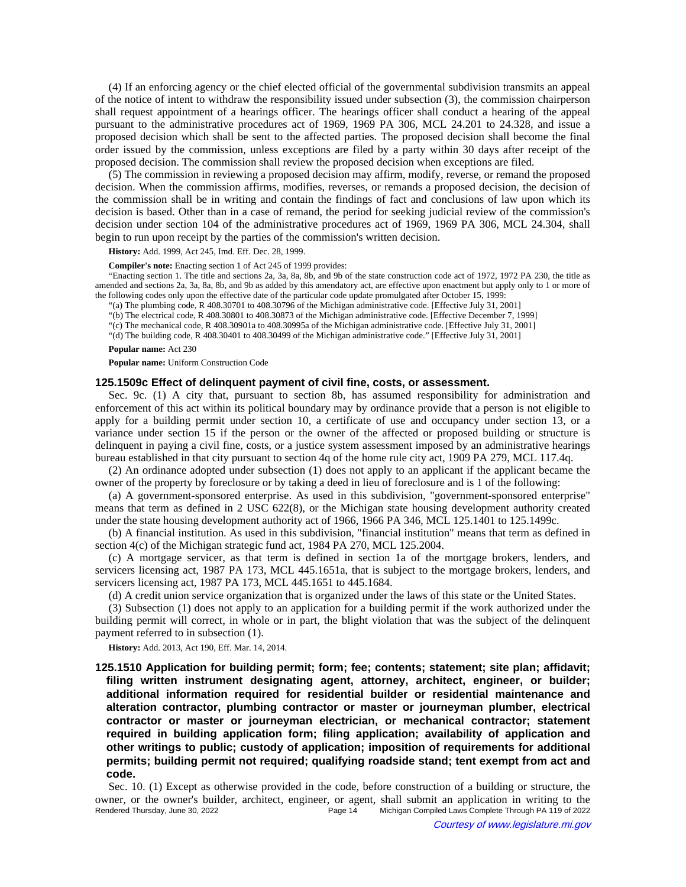(4) If an enforcing agency or the chief elected official of the governmental subdivision transmits an appeal of the notice of intent to withdraw the responsibility issued under subsection (3), the commission chairperson shall request appointment of a hearings officer. The hearings officer shall conduct a hearing of the appeal pursuant to the administrative procedures act of 1969, 1969 PA 306, MCL 24.201 to 24.328, and issue a proposed decision which shall be sent to the affected parties. The proposed decision shall become the final order issued by the commission, unless exceptions are filed by a party within 30 days after receipt of the proposed decision. The commission shall review the proposed decision when exceptions are filed.

(5) The commission in reviewing a proposed decision may affirm, modify, reverse, or remand the proposed decision. When the commission affirms, modifies, reverses, or remands a proposed decision, the decision of the commission shall be in writing and contain the findings of fact and conclusions of law upon which its decision is based. Other than in a case of remand, the period for seeking judicial review of the commission's decision under section 104 of the administrative procedures act of 1969, 1969 PA 306, MCL 24.304, shall begin to run upon receipt by the parties of the commission's written decision.

**History:** Add. 1999, Act 245, Imd. Eff. Dec. 28, 1999.

**Compiler's note:** Enacting section 1 of Act 245 of 1999 provides:

"Enacting section 1. The title and sections 2a, 3a, 8a, 8b, and 9b of the state construction code act of 1972, 1972 PA 230, the title as amended and sections 2a, 3a, 8a, 8b, and 9b as added by this amendatory act, are effective upon enactment but apply only to 1 or more of the following codes only upon the effective date of the particular code update promulgated after October 15, 1999:

"(a) The plumbing code, R 408.30701 to 408.30796 of the Michigan administrative code. [Effective July 31, 2001]

"(b) The electrical code, R 408.30801 to 408.30873 of the Michigan administrative code. [Effective December 7, 1999]

"(c) The mechanical code, R 408.30901a to 408.30995a of the Michigan administrative code. [Effective July 31, 2001]

"(d) The building code, R 408.30401 to 408.30499 of the Michigan administrative code." [Effective July 31, 2001]

**Popular name:** Act 230

**Popular name:** Uniform Construction Code

### 125.1509c Effect of delinquent payment of civil fine, costs, or assessment.

Sec. 9c. (1) A city that, pursuant to section 8b, has assumed responsibility for administration and enforcement of this act within its political boundary may by ordinance provide that a person is not eligible to apply for a building permit under section 10, a certificate of use and occupancy under section 13, or a variance under section 15 if the person or the owner of the affected or proposed building or structure is delinquent in paying a civil fine, costs, or a justice system assessment imposed by an administrative hearings bureau established in that city pursuant to section 4q of the home rule city act, 1909 PA 279, MCL 117.4q.

(2) An ordinance adopted under subsection (1) does not apply to an applicant if the applicant became the owner of the property by foreclosure or by taking a deed in lieu of foreclosure and is 1 of the following:

(a) A government-sponsored enterprise. As used in this subdivision, "government-sponsored enterprise" means that term as defined in 2 USC 622(8), or the Michigan state housing development authority created under the state housing development authority act of 1966, 1966 PA 346, MCL 125.1401 to 125.1499c.

(b) A financial institution. As used in this subdivision, "financial institution" means that term as defined in section 4(c) of the Michigan strategic fund act, 1984 PA 270, MCL 125.2004.

(c) A mortgage servicer, as that term is defined in section 1a of the mortgage brokers, lenders, and servicers licensing act, 1987 PA 173, MCL 445.1651a, that is subject to the mortgage brokers, lenders, and servicers licensing act, 1987 PA 173, MCL 445.1651 to 445.1684.

(d) A credit union service organization that is organized under the laws of this state or the United States.

(3) Subsection (1) does not apply to an application for a building permit if the work authorized under the building permit will correct, in whole or in part, the blight violation that was the subject of the delinquent payment referred to in subsection (1).

**History:** Add. 2013, Act 190, Eff. Mar. 14, 2014.

### 125.1510 Application for building permit; form; fee; contents; statement; site plan; affidavit; filing written instrument designating agent, attorney, architect, engineer, or builder; additional information required for residential builder or residential maintenance and alteration contractor, plumbing contractor or master or journeyman plumber, electrical contractor or master or journeyman electrician, or mechanical contractor; statement required in building application form; filing application; availability of application and other writings to public; custody of application; imposition of requirements for additional permits; building permit not required; qualifying roadside stand; tent exempt from act and code.

Sec. 10. (1) Except as otherwise provided in the code, before construction of a building or structure, the owner, or the owner's builder, architect, engineer, or agent, shall submit an application in writing to the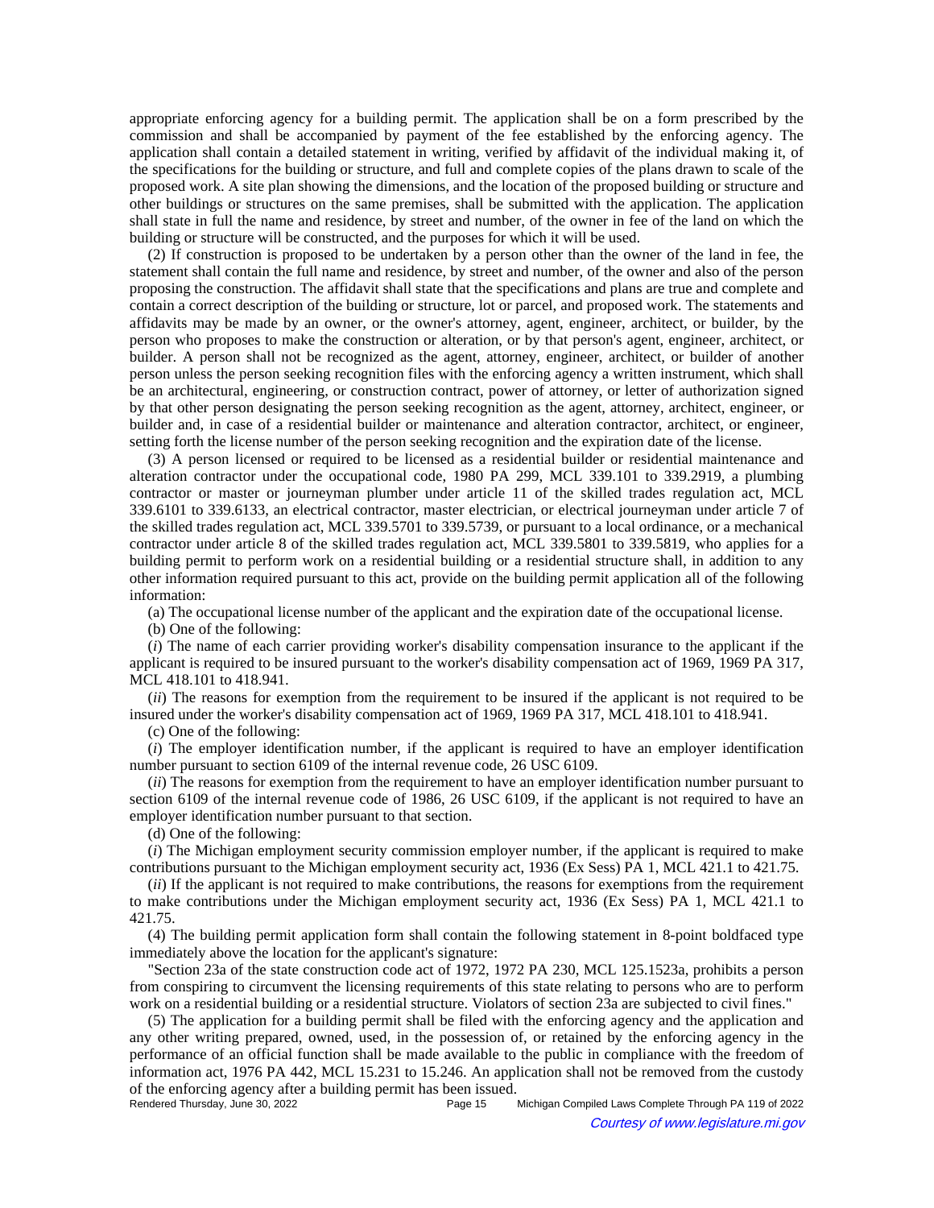appropriate enforcing agency for a building permit. The application shall be on a form prescribed by the commission and shall be accompanied by payment of the fee established by the enforcing agency. The application shall contain a detailed statement in writing, verified by affidavit of the individual making it, of the specifications for the building or structure, and full and complete copies of the plans drawn to scale of the proposed work. A site plan showing the dimensions, and the location of the proposed building or structure and other buildings or structures on the same premises, shall be submitted with the application. The application shall state in full the name and residence, by street and number, of the owner in fee of the land on which the building or structure will be constructed, and the purposes for which it will be used.

(2) If construction is proposed to be undertaken by a person other than the owner of the land in fee, the statement shall contain the full name and residence, by street and number, of the owner and also of the person proposing the construction. The affidavit shall state that the specifications and plans are true and complete and contain a correct description of the building or structure, lot or parcel, and proposed work. The statements and affidavits may be made by an owner, or the owner's attorney, agent, engineer, architect, or builder, by the person who proposes to make the construction or alteration, or by that person's agent, engineer, architect, or builder. A person shall not be recognized as the agent, attorney, engineer, architect, or builder of another person unless the person seeking recognition files with the enforcing agency a written instrument, which shall be an architectural, engineering, or construction contract, power of attorney, or letter of authorization signed by that other person designating the person seeking recognition as the agent, attorney, architect, engineer, or builder and, in case of a residential builder or maintenance and alteration contractor, architect, or engineer, setting forth the license number of the person seeking recognition and the expiration date of the license.

(3) A person licensed or required to be licensed as a residential builder or residential maintenance and alteration contractor under the occupational code, 1980 PA 299, MCL 339.101 to 339.2919, a plumbing contractor or master or journeyman plumber under article 11 of the skilled trades regulation act, MCL 339.6101 to 339.6133, an electrical contractor, master electrician, or electrical journeyman under article 7 of the skilled trades regulation act, MCL 339.5701 to 339.5739, or pursuant to a local ordinance, or a mechanical contractor under article 8 of the skilled trades regulation act, MCL 339.5801 to 339.5819, who applies for a building permit to perform work on a residential building or a residential structure shall, in addition to any other information required pursuant to this act, provide on the building permit application all of the following information:

(a) The occupational license number of the applicant and the expiration date of the occupational license.

(b) One of the following:

(*i*) The name of each carrier providing worker's disability compensation insurance to the applicant if the applicant is required to be insured pursuant to the worker's disability compensation act of 1969, 1969 PA 317, MCL 418.101 to 418.941.

(*ii*) The reasons for exemption from the requirement to be insured if the applicant is not required to be insured under the worker's disability compensation act of 1969, 1969 PA 317, MCL 418.101 to 418.941.

(c) One of the following:

(*i*) The employer identification number, if the applicant is required to have an employer identification number pursuant to section 6109 of the internal revenue code, 26 USC 6109.

(*ii*) The reasons for exemption from the requirement to have an employer identification number pursuant to section 6109 of the internal revenue code of 1986, 26 USC 6109, if the applicant is not required to have an employer identification number pursuant to that section.

(d) One of the following:

(*i*) The Michigan employment security commission employer number, if the applicant is required to make contributions pursuant to the Michigan employment security act, 1936 (Ex Sess) PA 1, MCL 421.1 to 421.75.

(*ii*) If the applicant is not required to make contributions, the reasons for exemptions from the requirement to make contributions under the Michigan employment security act, 1936 (Ex Sess) PA 1, MCL 421.1 to 421.75.

(4) The building permit application form shall contain the following statement in 8-point boldfaced type immediately above the location for the applicant's signature:

"Section 23a of the state construction code act of 1972, 1972 PA 230, MCL 125.1523a, prohibits a person from conspiring to circumvent the licensing requirements of this state relating to persons who are to perform work on a residential building or a residential structure. Violators of section 23a are subjected to civil fines."

(5) The application for a building permit shall be filed with the enforcing agency and the application and any other writing prepared, owned, used, in the possession of, or retained by the enforcing agency in the performance of an official function shall be made available to the public in compliance with the freedom of information act, 1976 PA 442, MCL 15.231 to 15.246. An application shall not be removed from the custody of the enforcing agency after a building permit has been issued.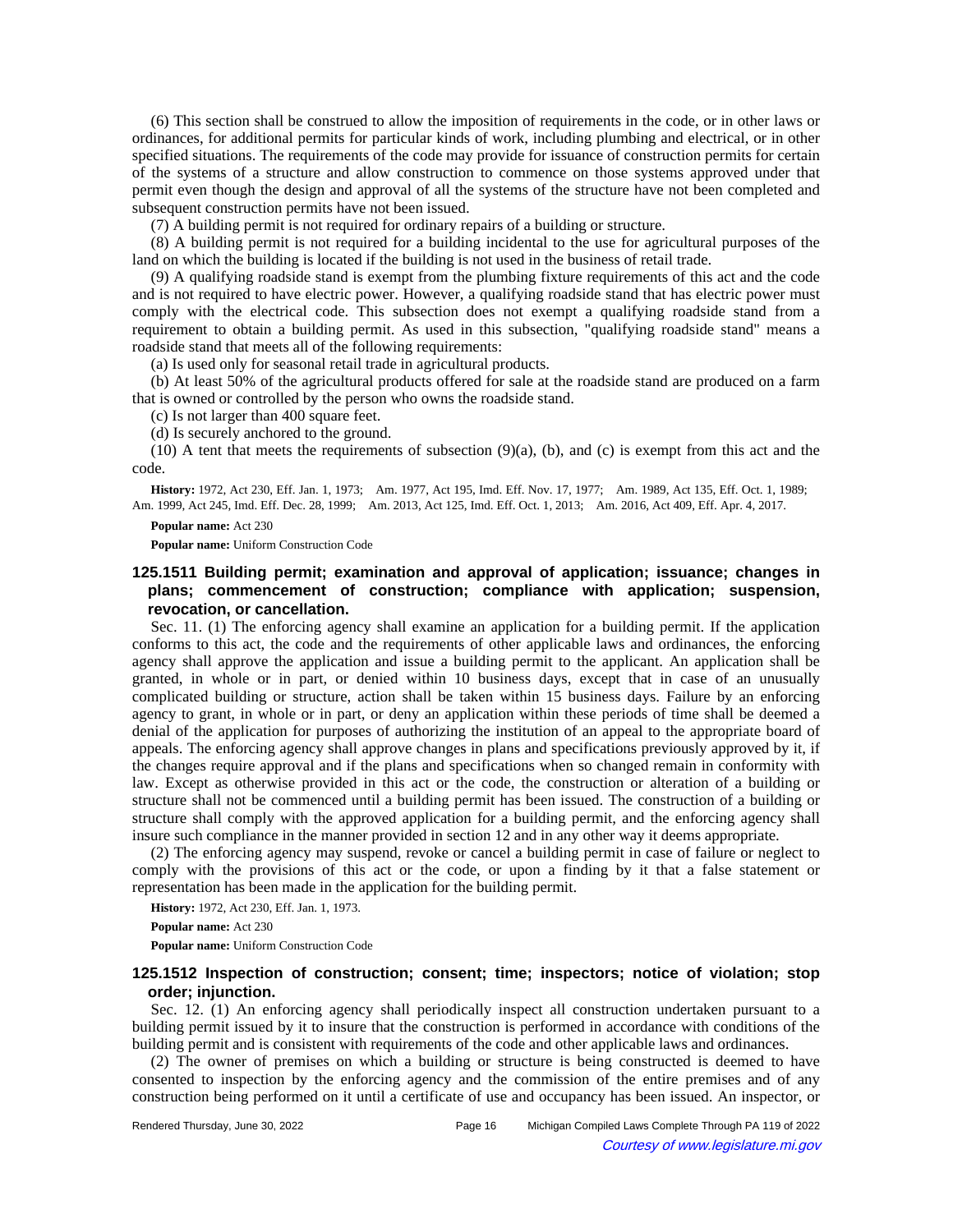(6) This section shall be construed to allow the imposition of requirements in the code, or in other laws or ordinances, for additional permits for particular kinds of work, including plumbing and electrical, or in other specified situations. The requirements of the code may provide for issuance of construction permits for certain of the systems of a structure and allow construction to commence on those systems approved under that permit even though the design and approval of all the systems of the structure have not been completed and subsequent construction permits have not been issued.

(7) A building permit is not required for ordinary repairs of a building or structure.

(8) A building permit is not required for a building incidental to the use for agricultural purposes of the land on which the building is located if the building is not used in the business of retail trade.

(9) A qualifying roadside stand is exempt from the plumbing fixture requirements of this act and the code and is not required to have electric power. However, a qualifying roadside stand that has electric power must comply with the electrical code. This subsection does not exempt a qualifying roadside stand from a requirement to obtain a building permit. As used in this subsection, "qualifying roadside stand" means a roadside stand that meets all of the following requirements:

(a) Is used only for seasonal retail trade in agricultural products.

(b) At least 50% of the agricultural products offered for sale at the roadside stand are produced on a farm that is owned or controlled by the person who owns the roadside stand.

(c) Is not larger than 400 square feet.

(d) Is securely anchored to the ground.

(10) A tent that meets the requirements of subsection (9)(a), (b), and (c) is exempt from this act and the code.

**History:** 1972, Act 230, Eff. Jan. 1, 1973; Am. 1977, Act 195, Imd. Eff. Nov. 17, 1977; Am. 1989, Act 135, Eff. Oct. 1, 1989; Am. 1999, Act 245, Imd. Eff. Dec. 28, 1999; Am. 2013, Act 125, Imd. Eff. Oct. 1, 2013; Am. 2016, Act 409, Eff. Apr. 4, 2017.

**Popular name:** Act 230

**Popular name:** Uniform Construction Code

### 125.1511 Building permit; examination and approval of application; issuance; changes in plans; commencement of construction; compliance with application; suspension, revocation, or cancellation.

Sec. 11. (1) The enforcing agency shall examine an application for a building permit. If the application conforms to this act, the code and the requirements of other applicable laws and ordinances, the enforcing agency shall approve the application and issue a building permit to the applicant. An application shall be granted, in whole or in part, or denied within 10 business days, except that in case of an unusually complicated building or structure, action shall be taken within 15 business days. Failure by an enforcing agency to grant, in whole or in part, or deny an application within these periods of time shall be deemed a denial of the application for purposes of authorizing the institution of an appeal to the appropriate board of appeals. The enforcing agency shall approve changes in plans and specifications previously approved by it, if the changes require approval and if the plans and specifications when so changed remain in conformity with law. Except as otherwise provided in this act or the code, the construction or alteration of a building or structure shall not be commenced until a building permit has been issued. The construction of a building or structure shall comply with the approved application for a building permit, and the enforcing agency shall insure such compliance in the manner provided in section 12 and in any other way it deems appropriate.

(2) The enforcing agency may suspend, revoke or cancel a building permit in case of failure or neglect to comply with the provisions of this act or the code, or upon a finding by it that a false statement or representation has been made in the application for the building permit.

**History:** 1972, Act 230, Eff. Jan. 1, 1973.

**Popular name:** Act 230

**Popular name:** Uniform Construction Code

### 125.1512 Inspection of construction; consent; time; inspectors; notice of violation; stop order; injunction.

Sec. 12. (1) An enforcing agency shall periodically inspect all construction undertaken pursuant to a building permit issued by it to insure that the construction is performed in accordance with conditions of the building permit and is consistent with requirements of the code and other applicable laws and ordinances.

(2) The owner of premises on which a building or structure is being constructed is deemed to have consented to inspection by the enforcing agency and the commission of the entire premises and of any construction being performed on it until a certificate of use and occupancy has been issued. An inspector, or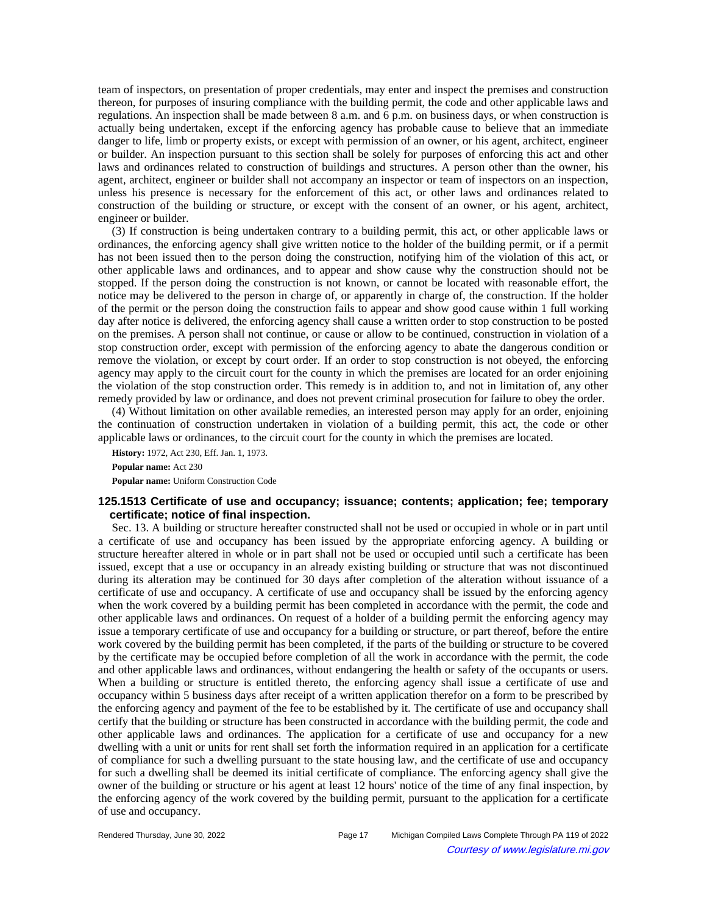team of inspectors, on presentation of proper credentials, may enter and inspect the premises and construction thereon, for purposes of insuring compliance with the building permit, the code and other applicable laws and regulations. An inspection shall be made between 8 a.m. and 6 p.m. on business days, or when construction is actually being undertaken, except if the enforcing agency has probable cause to believe that an immediate danger to life, limb or property exists, or except with permission of an owner, or his agent, architect, engineer or builder. An inspection pursuant to this section shall be solely for purposes of enforcing this act and other laws and ordinances related to construction of buildings and structures. A person other than the owner, his agent, architect, engineer or builder shall not accompany an inspector or team of inspectors on an inspection, unless his presence is necessary for the enforcement of this act, or other laws and ordinances related to construction of the building or structure, or except with the consent of an owner, or his agent, architect, engineer or builder.

(3) If construction is being undertaken contrary to a building permit, this act, or other applicable laws or ordinances, the enforcing agency shall give written notice to the holder of the building permit, or if a permit has not been issued then to the person doing the construction, notifying him of the violation of this act, or other applicable laws and ordinances, and to appear and show cause why the construction should not be stopped. If the person doing the construction is not known, or cannot be located with reasonable effort, the notice may be delivered to the person in charge of, or apparently in charge of, the construction. If the holder of the permit or the person doing the construction fails to appear and show good cause within 1 full working day after notice is delivered, the enforcing agency shall cause a written order to stop construction to be posted on the premises. A person shall not continue, or cause or allow to be continued, construction in violation of a stop construction order, except with permission of the enforcing agency to abate the dangerous condition or remove the violation, or except by court order. If an order to stop construction is not obeyed, the enforcing agency may apply to the circuit court for the county in which the premises are located for an order enjoining the violation of the stop construction order. This remedy is in addition to, and not in limitation of, any other remedy provided by law or ordinance, and does not prevent criminal prosecution for failure to obey the order.

(4) Without limitation on other available remedies, an interested person may apply for an order, enjoining the continuation of construction undertaken in violation of a building permit, this act, the code or other applicable laws or ordinances, to the circuit court for the county in which the premises are located.

**History:** 1972, Act 230, Eff. Jan. 1, 1973.

**Popular name:** Act 230

**Popular name:** Uniform Construction Code

### 125.1513 Certificate of use and occupancy; issuance; contents; application; fee; temporary certificate; notice of final inspection.

Sec. 13. A building or structure hereafter constructed shall not be used or occupied in whole or in part until a certificate of use and occupancy has been issued by the appropriate enforcing agency. A building or structure hereafter altered in whole or in part shall not be used or occupied until such a certificate has been issued, except that a use or occupancy in an already existing building or structure that was not discontinued during its alteration may be continued for 30 days after completion of the alteration without issuance of a certificate of use and occupancy. A certificate of use and occupancy shall be issued by the enforcing agency when the work covered by a building permit has been completed in accordance with the permit, the code and other applicable laws and ordinances. On request of a holder of a building permit the enforcing agency may issue a temporary certificate of use and occupancy for a building or structure, or part thereof, before the entire work covered by the building permit has been completed, if the parts of the building or structure to be covered by the certificate may be occupied before completion of all the work in accordance with the permit, the code and other applicable laws and ordinances, without endangering the health or safety of the occupants or users. When a building or structure is entitled thereto, the enforcing agency shall issue a certificate of use and occupancy within 5 business days after receipt of a written application therefor on a form to be prescribed by the enforcing agency and payment of the fee to be established by it. The certificate of use and occupancy shall certify that the building or structure has been constructed in accordance with the building permit, the code and other applicable laws and ordinances. The application for a certificate of use and occupancy for a new dwelling with a unit or units for rent shall set forth the information required in an application for a certificate of compliance for such a dwelling pursuant to the state housing law, and the certificate of use and occupancy for such a dwelling shall be deemed its initial certificate of compliance. The enforcing agency shall give the owner of the building or structure or his agent at least 12 hours' notice of the time of any final inspection, by the enforcing agency of the work covered by the building permit, pursuant to the application for a certificate of use and occupancy.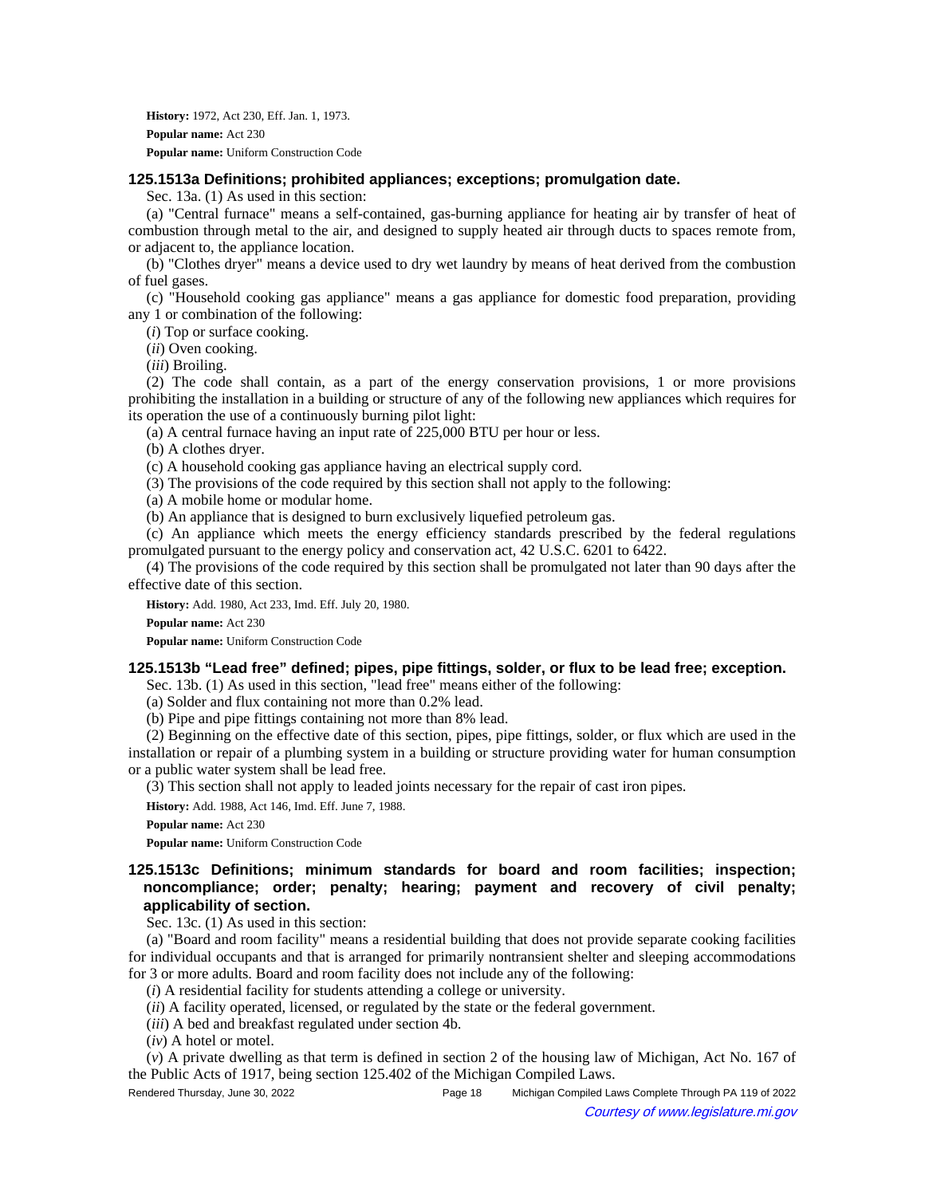**History:** 1972, Act 230, Eff. Jan. 1, 1973.

**Popular name:** Act 230

**Popular name:** Uniform Construction Code

### 125.1513a Definitions; prohibited appliances; exceptions; promulgation date.

Sec. 13a. (1) As used in this section:

(a) "Central furnace" means a self-contained, gas-burning appliance for heating air by transfer of heat of combustion through metal to the air, and designed to supply heated air through ducts to spaces remote from, or adjacent to, the appliance location.

(b) "Clothes dryer" means a device used to dry wet laundry by means of heat derived from the combustion of fuel gases.

(c) "Household cooking gas appliance" means a gas appliance for domestic food preparation, providing any 1 or combination of the following:

(*i*) Top or surface cooking.

(*ii*) Oven cooking.

(*iii*) Broiling.

(2) The code shall contain, as a part of the energy conservation provisions, 1 or more provisions prohibiting the installation in a building or structure of any of the following new appliances which requires for its operation the use of a continuously burning pilot light:

(a) A central furnace having an input rate of 225,000 BTU per hour or less.

(b) A clothes dryer.

(c) A household cooking gas appliance having an electrical supply cord.

(3) The provisions of the code required by this section shall not apply to the following:

(a) A mobile home or modular home.

(b) An appliance that is designed to burn exclusively liquefied petroleum gas.

(c) An appliance which meets the energy efficiency standards prescribed by the federal regulations promulgated pursuant to the energy policy and conservation act, 42 U.S.C. 6201 to 6422.

(4) The provisions of the code required by this section shall be promulgated not later than 90 days after the effective date of this section.

**History:** Add. 1980, Act 233, Imd. Eff. July 20, 1980.

**Popular name:** Act 230

**Popular name:** Uniform Construction Code

### 125.1513b "Lead free" defined; pipes, pipe fittings, solder, or flux to be lead free; exception.

Sec. 13b. (1) As used in this section, "lead free" means either of the following:

(a) Solder and flux containing not more than 0.2% lead.

(b) Pipe and pipe fittings containing not more than 8% lead.

(2) Beginning on the effective date of this section, pipes, pipe fittings, solder, or flux which are used in the installation or repair of a plumbing system in a building or structure providing water for human consumption or a public water system shall be lead free.

(3) This section shall not apply to leaded joints necessary for the repair of cast iron pipes.

**History:** Add. 1988, Act 146, Imd. Eff. June 7, 1988.

**Popular name:** Act 230

**Popular name:** Uniform Construction Code

### 125.1513c Definitions; minimum standards for board and room facilities; inspection; noncompliance; order; penalty; hearing; payment and recovery of civil penalty; applicability of section.

Sec. 13c. (1) As used in this section:

(a) "Board and room facility" means a residential building that does not provide separate cooking facilities for individual occupants and that is arranged for primarily nontransient shelter and sleeping accommodations for 3 or more adults. Board and room facility does not include any of the following:

(*i*) A residential facility for students attending a college or university.

(*ii*) A facility operated, licensed, or regulated by the state or the federal government.

(*iii*) A bed and breakfast regulated under section 4b.

(*iv*) A hotel or motel.

(*v*) A private dwelling as that term is defined in section 2 of the housing law of Michigan, Act No. 167 of the Public Acts of 1917, being section 125.402 of the Michigan Compiled Laws.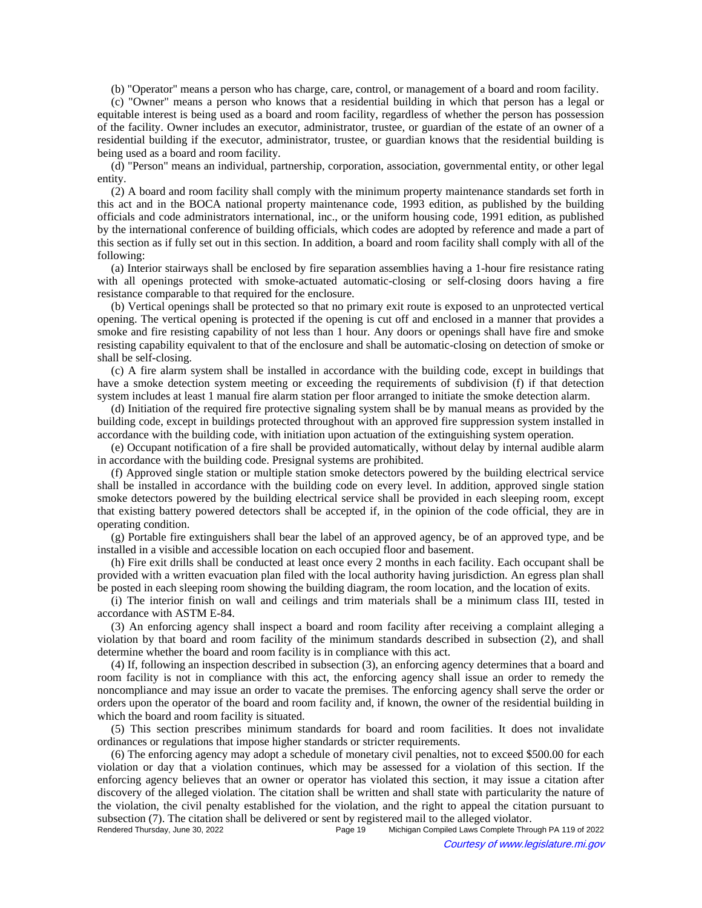(b) "Operator" means a person who has charge, care, control, or management of a board and room facility.

(c) "Owner" means a person who knows that a residential building in which that person has a legal or equitable interest is being used as a board and room facility, regardless of whether the person has possession of the facility. Owner includes an executor, administrator, trustee, or guardian of the estate of an owner of a residential building if the executor, administrator, trustee, or guardian knows that the residential building is being used as a board and room facility.

(d) "Person" means an individual, partnership, corporation, association, governmental entity, or other legal entity.

(2) A board and room facility shall comply with the minimum property maintenance standards set forth in this act and in the BOCA national property maintenance code, 1993 edition, as published by the building officials and code administrators international, inc., or the uniform housing code, 1991 edition, as published by the international conference of building officials, which codes are adopted by reference and made a part of this section as if fully set out in this section. In addition, a board and room facility shall comply with all of the following:

(a) Interior stairways shall be enclosed by fire separation assemblies having a 1-hour fire resistance rating with all openings protected with smoke-actuated automatic-closing or self-closing doors having a fire resistance comparable to that required for the enclosure.

(b) Vertical openings shall be protected so that no primary exit route is exposed to an unprotected vertical opening. The vertical opening is protected if the opening is cut off and enclosed in a manner that provides a smoke and fire resisting capability of not less than 1 hour. Any doors or openings shall have fire and smoke resisting capability equivalent to that of the enclosure and shall be automatic-closing on detection of smoke or shall be self-closing.

(c) A fire alarm system shall be installed in accordance with the building code, except in buildings that have a smoke detection system meeting or exceeding the requirements of subdivision (f) if that detection system includes at least 1 manual fire alarm station per floor arranged to initiate the smoke detection alarm.

(d) Initiation of the required fire protective signaling system shall be by manual means as provided by the building code, except in buildings protected throughout with an approved fire suppression system installed in accordance with the building code, with initiation upon actuation of the extinguishing system operation.

(e) Occupant notification of a fire shall be provided automatically, without delay by internal audible alarm in accordance with the building code. Presignal systems are prohibited.

(f) Approved single station or multiple station smoke detectors powered by the building electrical service shall be installed in accordance with the building code on every level. In addition, approved single station smoke detectors powered by the building electrical service shall be provided in each sleeping room, except that existing battery powered detectors shall be accepted if, in the opinion of the code official, they are in operating condition.

(g) Portable fire extinguishers shall bear the label of an approved agency, be of an approved type, and be installed in a visible and accessible location on each occupied floor and basement.

(h) Fire exit drills shall be conducted at least once every 2 months in each facility. Each occupant shall be provided with a written evacuation plan filed with the local authority having jurisdiction. An egress plan shall be posted in each sleeping room showing the building diagram, the room location, and the location of exits.

(i) The interior finish on wall and ceilings and trim materials shall be a minimum class III, tested in accordance with ASTM E-84.

(3) An enforcing agency shall inspect a board and room facility after receiving a complaint alleging a violation by that board and room facility of the minimum standards described in subsection (2), and shall determine whether the board and room facility is in compliance with this act.

(4) If, following an inspection described in subsection (3), an enforcing agency determines that a board and room facility is not in compliance with this act, the enforcing agency shall issue an order to remedy the noncompliance and may issue an order to vacate the premises. The enforcing agency shall serve the order or orders upon the operator of the board and room facility and, if known, the owner of the residential building in which the board and room facility is situated.

(5) This section prescribes minimum standards for board and room facilities. It does not invalidate ordinances or regulations that impose higher standards or stricter requirements.

(6) The enforcing agency may adopt a schedule of monetary civil penalties, not to exceed $500.00 for each violation or day that a violation continues, which may be assessed for a violation of this section. If the enforcing agency believes that an owner or operator has violated this section, it may issue a citation after discovery of the alleged violation. The citation shall be written and shall state with particularity the nature of the violation, the civil penalty established for the violation, and the right to appeal the citation pursuant to subsection (7). The citation shall be delivered or sent by registered mail to the alleged violator.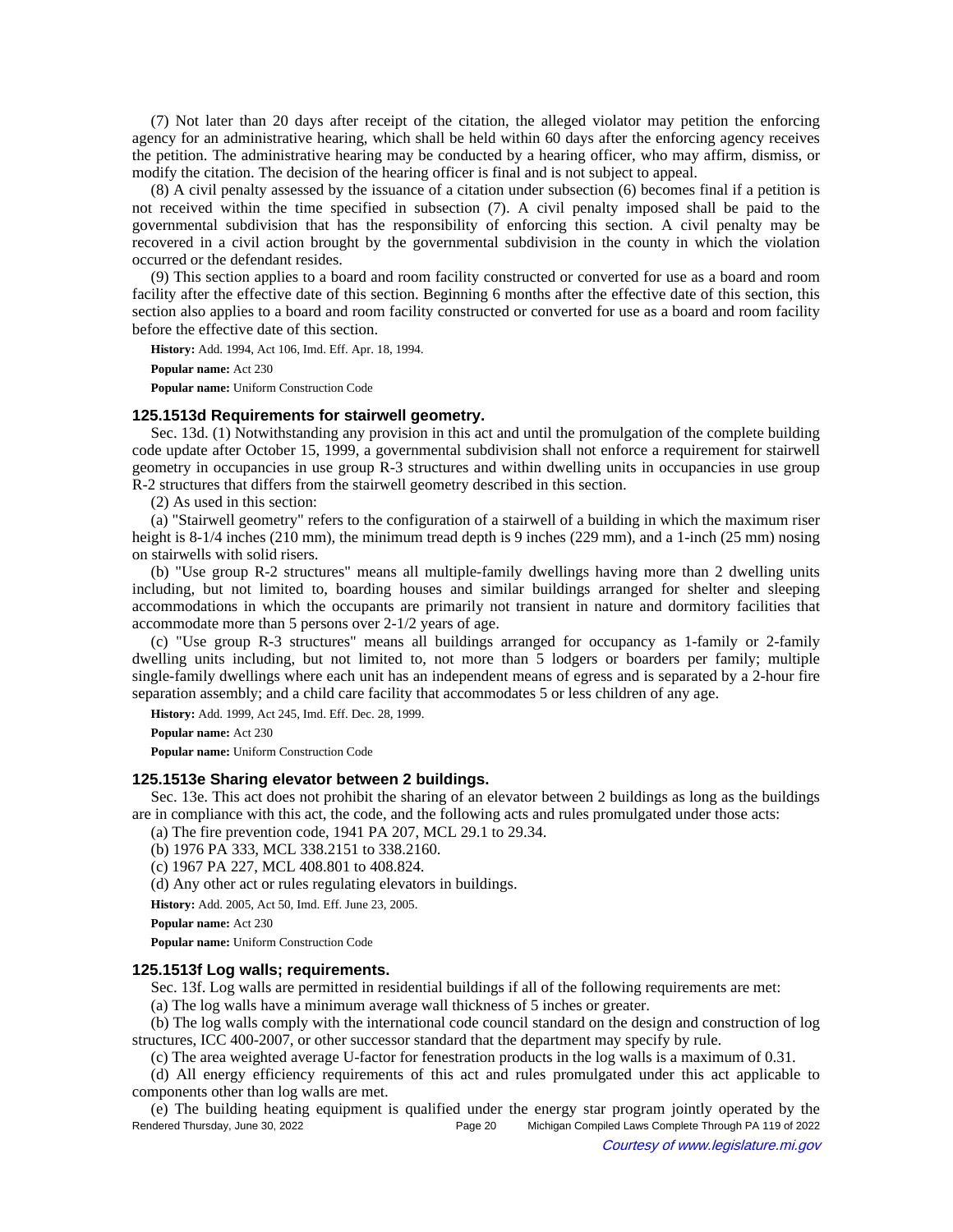(7) Not later than 20 days after receipt of the citation, the alleged violator may petition the enforcing agency for an administrative hearing, which shall be held within 60 days after the enforcing agency receives the petition. The administrative hearing may be conducted by a hearing officer, who may affirm, dismiss, or modify the citation. The decision of the hearing officer is final and is not subject to appeal.

(8) A civil penalty assessed by the issuance of a citation under subsection (6) becomes final if a petition is not received within the time specified in subsection (7). A civil penalty imposed shall be paid to the governmental subdivision that has the responsibility of enforcing this section. A civil penalty may be recovered in a civil action brought by the governmental subdivision in the county in which the violation occurred or the defendant resides.

(9) This section applies to a board and room facility constructed or converted for use as a board and room facility after the effective date of this section. Beginning 6 months after the effective date of this section, this section also applies to a board and room facility constructed or converted for use as a board and room facility before the effective date of this section.

**History:** Add. 1994, Act 106, Imd. Eff. Apr. 18, 1994.

**Popular name:** Act 230

**Popular name:** Uniform Construction Code

### 125.1513d Requirements for stairwell geometry.

Sec. 13d. (1) Notwithstanding any provision in this act and until the promulgation of the complete building code update after October 15, 1999, a governmental subdivision shall not enforce a requirement for stairwell geometry in occupancies in use group R-3 structures and within dwelling units in occupancies in use group R-2 structures that differs from the stairwell geometry described in this section.

(2) As used in this section:

(a) "Stairwell geometry" refers to the configuration of a stairwell of a building in which the maximum riser height is 8-1/4 inches (210 mm), the minimum tread depth is 9 inches (229 mm), and a 1-inch (25 mm) nosing on stairwells with solid risers.

(b) "Use group R-2 structures" means all multiple-family dwellings having more than 2 dwelling units including, but not limited to, boarding houses and similar buildings arranged for shelter and sleeping accommodations in which the occupants are primarily not transient in nature and dormitory facilities that accommodate more than 5 persons over 2-1/2 years of age.

(c) "Use group R-3 structures" means all buildings arranged for occupancy as 1-family or 2-family dwelling units including, but not limited to, not more than 5 lodgers or boarders per family; multiple single-family dwellings where each unit has an independent means of egress and is separated by a 2-hour fire separation assembly; and a child care facility that accommodates 5 or less children of any age.

**History:** Add. 1999, Act 245, Imd. Eff. Dec. 28, 1999.

**Popular name:** Act 230

**Popular name:** Uniform Construction Code

### 125.1513e Sharing elevator between 2 buildings.

Sec. 13e. This act does not prohibit the sharing of an elevator between 2 buildings as long as the buildings are in compliance with this act, the code, and the following acts and rules promulgated under those acts:

(a) The fire prevention code, 1941 PA 207, MCL 29.1 to 29.34.

(b) 1976 PA 333, MCL 338.2151 to 338.2160.

(c) 1967 PA 227, MCL 408.801 to 408.824.

(d) Any other act or rules regulating elevators in buildings.

**History:** Add. 2005, Act 50, Imd. Eff. June 23, 2005.

**Popular name:** Act 230

**Popular name:** Uniform Construction Code

### 125.1513f Log walls; requirements.

Sec. 13f. Log walls are permitted in residential buildings if all of the following requirements are met:

(a) The log walls have a minimum average wall thickness of 5 inches or greater.

(b) The log walls comply with the international code council standard on the design and construction of log structures, ICC 400-2007, or other successor standard that the department may specify by rule.

(c) The area weighted average U-factor for fenestration products in the log walls is a maximum of 0.31.

(d) All energy efficiency requirements of this act and rules promulgated under this act applicable to components other than log walls are met.

(e) The building heating equipment is qualified under the energy star program jointly operated by the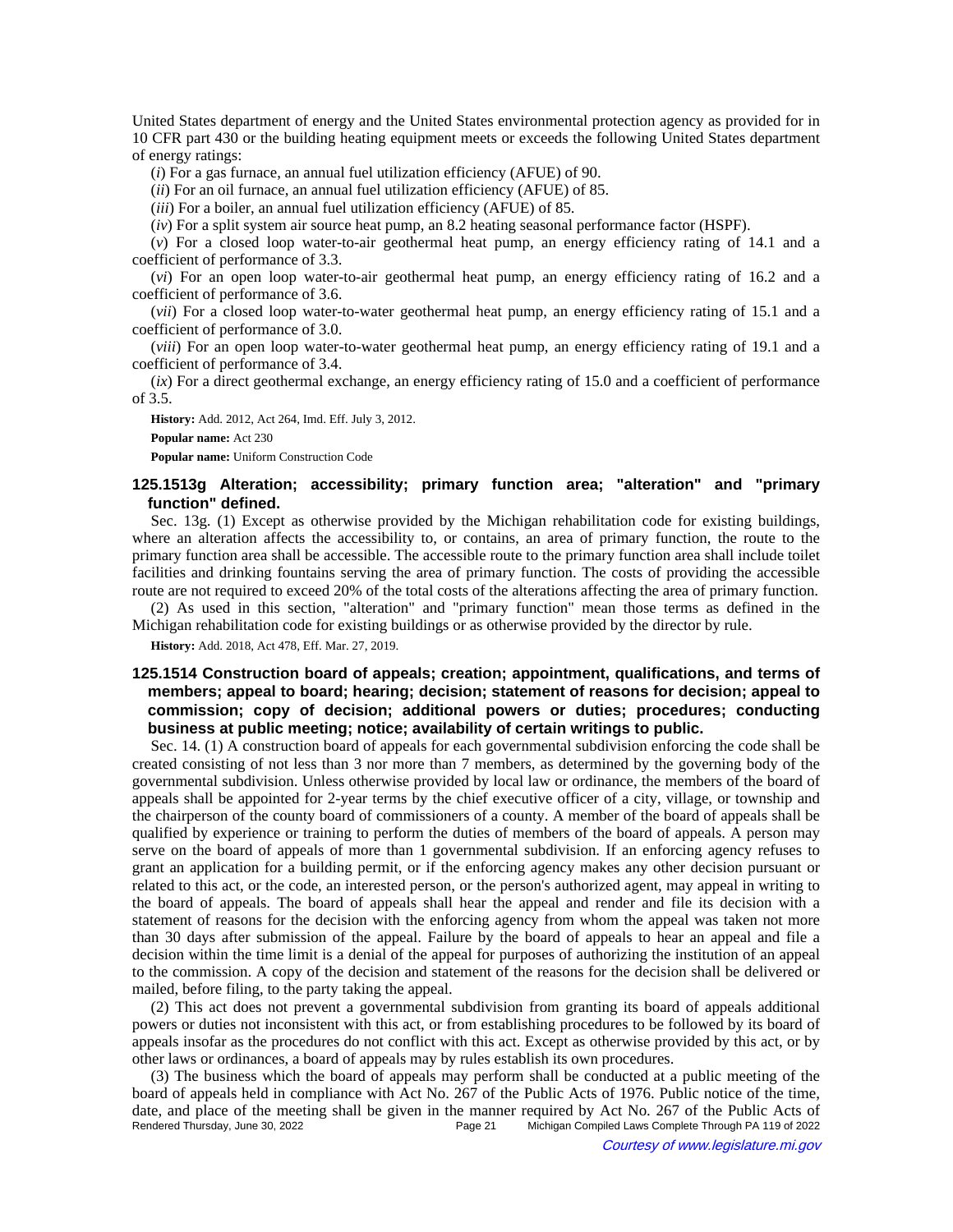United States department of energy and the United States environmental protection agency as provided for in 10 CFR part 430 or the building heating equipment meets or exceeds the following United States department of energy ratings:

(*i*) For a gas furnace, an annual fuel utilization efficiency (AFUE) of 90.

(*ii*) For an oil furnace, an annual fuel utilization efficiency (AFUE) of 85.

(*iii*) For a boiler, an annual fuel utilization efficiency (AFUE) of 85.

(*iv*) For a split system air source heat pump, an 8.2 heating seasonal performance factor (HSPF).

(*v*) For a closed loop water-to-air geothermal heat pump, an energy efficiency rating of 14.1 and a coefficient of performance of 3.3.

(*vi*) For an open loop water-to-air geothermal heat pump, an energy efficiency rating of 16.2 and a coefficient of performance of 3.6.

(*vii*) For a closed loop water-to-water geothermal heat pump, an energy efficiency rating of 15.1 and a coefficient of performance of 3.0.

(*viii*) For an open loop water-to-water geothermal heat pump, an energy efficiency rating of 19.1 and a coefficient of performance of 3.4.

(*ix*) For a direct geothermal exchange, an energy efficiency rating of 15.0 and a coefficient of performance of 3.5.

**History:** Add. 2012, Act 264, Imd. Eff. July 3, 2012.

**Popular name:** Act 230

**Popular name:** Uniform Construction Code

### 125.1513g Alteration; accessibility; primary function area; "alteration" and "primary function" defined.

Sec. 13g. (1) Except as otherwise provided by the Michigan rehabilitation code for existing buildings, where an alteration affects the accessibility to, or contains, an area of primary function, the route to the primary function area shall be accessible. The accessible route to the primary function area shall include toilet facilities and drinking fountains serving the area of primary function. The costs of providing the accessible route are not required to exceed 20% of the total costs of the alterations affecting the area of primary function.

(2) As used in this section, "alteration" and "primary function" mean those terms as defined in the Michigan rehabilitation code for existing buildings or as otherwise provided by the director by rule.

**History:** Add. 2018, Act 478, Eff. Mar. 27, 2019.

### 125.1514 Construction board of appeals; creation; appointment, qualifications, and terms of members; appeal to board; hearing; decision; statement of reasons for decision; appeal to commission; copy of decision; additional powers or duties; procedures; conducting business at public meeting; notice; availability of certain writings to public.

Sec. 14. (1) A construction board of appeals for each governmental subdivision enforcing the code shall be created consisting of not less than 3 nor more than 7 members, as determined by the governing body of the governmental subdivision. Unless otherwise provided by local law or ordinance, the members of the board of appeals shall be appointed for 2-year terms by the chief executive officer of a city, village, or township and the chairperson of the county board of commissioners of a county. A member of the board of appeals shall be qualified by experience or training to perform the duties of members of the board of appeals. A person may serve on the board of appeals of more than 1 governmental subdivision. If an enforcing agency refuses to grant an application for a building permit, or if the enforcing agency makes any other decision pursuant or related to this act, or the code, an interested person, or the person's authorized agent, may appeal in writing to the board of appeals. The board of appeals shall hear the appeal and render and file its decision with a statement of reasons for the decision with the enforcing agency from whom the appeal was taken not more than 30 days after submission of the appeal. Failure by the board of appeals to hear an appeal and file a decision within the time limit is a denial of the appeal for purposes of authorizing the institution of an appeal to the commission. A copy of the decision and statement of the reasons for the decision shall be delivered or mailed, before filing, to the party taking the appeal.

(2) This act does not prevent a governmental subdivision from granting its board of appeals additional powers or duties not inconsistent with this act, or from establishing procedures to be followed by its board of appeals insofar as the procedures do not conflict with this act. Except as otherwise provided by this act, or by other laws or ordinances, a board of appeals may by rules establish its own procedures.

(3) The business which the board of appeals may perform shall be conducted at a public meeting of the board of appeals held in compliance with Act No. 267 of the Public Acts of 1976. Public notice of the time, date, and place of the meeting shall be given in the manner required by Act No. 267 of the Public Acts of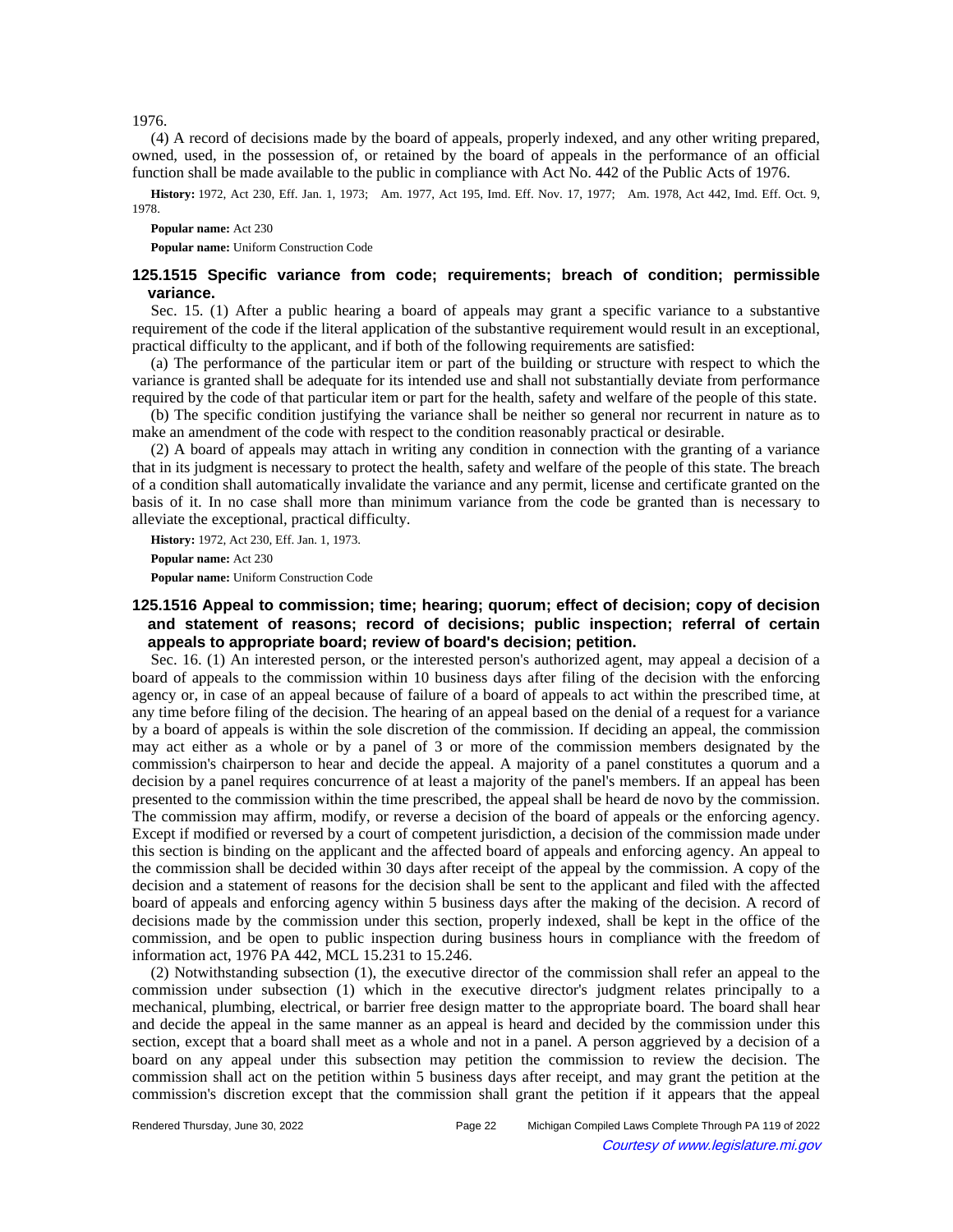1976.

(4) A record of decisions made by the board of appeals, properly indexed, and any other writing prepared, owned, used, in the possession of, or retained by the board of appeals in the performance of an official function shall be made available to the public in compliance with Act No. 442 of the Public Acts of 1976.

**History:** 1972, Act 230, Eff. Jan. 1, 1973; Am. 1977, Act 195, Imd. Eff. Nov. 17, 1977; Am. 1978, Act 442, Imd. Eff. Oct. 9, 1978.

**Popular name:** Act 230

**Popular name:** Uniform Construction Code

### 125.1515 Specific variance from code; requirements; breach of condition; permissible variance.

Sec. 15. (1) After a public hearing a board of appeals may grant a specific variance to a substantive requirement of the code if the literal application of the substantive requirement would result in an exceptional, practical difficulty to the applicant, and if both of the following requirements are satisfied:

(a) The performance of the particular item or part of the building or structure with respect to which the variance is granted shall be adequate for its intended use and shall not substantially deviate from performance required by the code of that particular item or part for the health, safety and welfare of the people of this state.

(b) The specific condition justifying the variance shall be neither so general nor recurrent in nature as to make an amendment of the code with respect to the condition reasonably practical or desirable.

(2) A board of appeals may attach in writing any condition in connection with the granting of a variance that in its judgment is necessary to protect the health, safety and welfare of the people of this state. The breach of a condition shall automatically invalidate the variance and any permit, license and certificate granted on the basis of it. In no case shall more than minimum variance from the code be granted than is necessary to alleviate the exceptional, practical difficulty.

**History:** 1972, Act 230, Eff. Jan. 1, 1973.

**Popular name:** Act 230

**Popular name:** Uniform Construction Code

### 125.1516 Appeal to commission; time; hearing; quorum; effect of decision; copy of decision and statement of reasons; record of decisions; public inspection; referral of certain appeals to appropriate board; review of board's decision; petition.

Sec. 16. (1) An interested person, or the interested person's authorized agent, may appeal a decision of a board of appeals to the commission within 10 business days after filing of the decision with the enforcing agency or, in case of an appeal because of failure of a board of appeals to act within the prescribed time, at any time before filing of the decision. The hearing of an appeal based on the denial of a request for a variance by a board of appeals is within the sole discretion of the commission. If deciding an appeal, the commission may act either as a whole or by a panel of 3 or more of the commission members designated by the commission's chairperson to hear and decide the appeal. A majority of a panel constitutes a quorum and a decision by a panel requires concurrence of at least a majority of the panel's members. If an appeal has been presented to the commission within the time prescribed, the appeal shall be heard de novo by the commission. The commission may affirm, modify, or reverse a decision of the board of appeals or the enforcing agency. Except if modified or reversed by a court of competent jurisdiction, a decision of the commission made under this section is binding on the applicant and the affected board of appeals and enforcing agency. An appeal to the commission shall be decided within 30 days after receipt of the appeal by the commission. A copy of the decision and a statement of reasons for the decision shall be sent to the applicant and filed with the affected board of appeals and enforcing agency within 5 business days after the making of the decision. A record of decisions made by the commission under this section, properly indexed, shall be kept in the office of the commission, and be open to public inspection during business hours in compliance with the freedom of information act, 1976 PA 442, MCL 15.231 to 15.246.

(2) Notwithstanding subsection (1), the executive director of the commission shall refer an appeal to the commission under subsection (1) which in the executive director's judgment relates principally to a mechanical, plumbing, electrical, or barrier free design matter to the appropriate board. The board shall hear and decide the appeal in the same manner as an appeal is heard and decided by the commission under this section, except that a board shall meet as a whole and not in a panel. A person aggrieved by a decision of a board on any appeal under this subsection may petition the commission to review the decision. The commission shall act on the petition within 5 business days after receipt, and may grant the petition at the commission's discretion except that the commission shall grant the petition if it appears that the appeal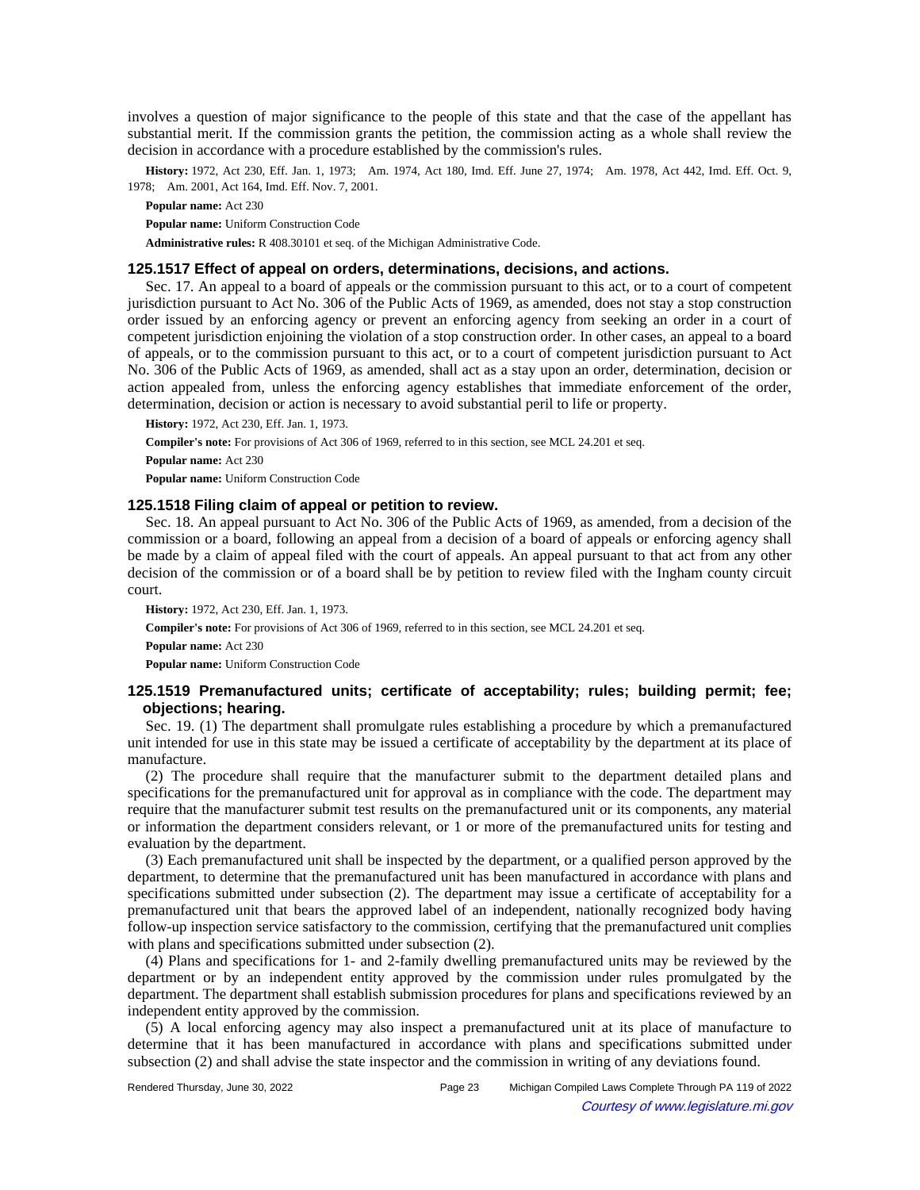involves a question of major significance to the people of this state and that the case of the appellant has substantial merit. If the commission grants the petition, the commission acting as a whole shall review the decision in accordance with a procedure established by the commission's rules.

**History:** 1972, Act 230, Eff. Jan. 1, 1973; Am. 1974, Act 180, Imd. Eff. June 27, 1974; Am. 1978, Act 442, Imd. Eff. Oct. 9, 1978; Am. 2001, Act 164, Imd. Eff. Nov. 7, 2001.

**Popular name:** Act 230

**Popular name:** Uniform Construction Code

**Administrative rules:** R 408.30101 et seq. of the Michigan Administrative Code.

### 125.1517 Effect of appeal on orders, determinations, decisions, and actions.

Sec. 17. An appeal to a board of appeals or the commission pursuant to this act, or to a court of competent jurisdiction pursuant to Act No. 306 of the Public Acts of 1969, as amended, does not stay a stop construction order issued by an enforcing agency or prevent an enforcing agency from seeking an order in a court of competent jurisdiction enjoining the violation of a stop construction order. In other cases, an appeal to a board of appeals, or to the commission pursuant to this act, or to a court of competent jurisdiction pursuant to Act No. 306 of the Public Acts of 1969, as amended, shall act as a stay upon an order, determination, decision or action appealed from, unless the enforcing agency establishes that immediate enforcement of the order, determination, decision or action is necessary to avoid substantial peril to life or property.

**History:** 1972, Act 230, Eff. Jan. 1, 1973.

**Compiler's note:** For provisions of Act 306 of 1969, referred to in this section, see MCL 24.201 et seq.

**Popular name:** Act 230

**Popular name:** Uniform Construction Code

### 125.1518 Filing claim of appeal or petition to review.

Sec. 18. An appeal pursuant to Act No. 306 of the Public Acts of 1969, as amended, from a decision of the commission or a board, following an appeal from a decision of a board of appeals or enforcing agency shall be made by a claim of appeal filed with the court of appeals. An appeal pursuant to that act from any other decision of the commission or of a board shall be by petition to review filed with the Ingham county circuit court.

**History:** 1972, Act 230, Eff. Jan. 1, 1973.

**Compiler's note:** For provisions of Act 306 of 1969, referred to in this section, see MCL 24.201 et seq.

**Popular name:** Act 230

**Popular name:** Uniform Construction Code

### 125.1519 Premanufactured units; certificate of acceptability; rules; building permit; fee; objections; hearing.

Sec. 19. (1) The department shall promulgate rules establishing a procedure by which a premanufactured unit intended for use in this state may be issued a certificate of acceptability by the department at its place of manufacture.

(2) The procedure shall require that the manufacturer submit to the department detailed plans and specifications for the premanufactured unit for approval as in compliance with the code. The department may require that the manufacturer submit test results on the premanufactured unit or its components, any material or information the department considers relevant, or 1 or more of the premanufactured units for testing and evaluation by the department.

(3) Each premanufactured unit shall be inspected by the department, or a qualified person approved by the department, to determine that the premanufactured unit has been manufactured in accordance with plans and specifications submitted under subsection (2). The department may issue a certificate of acceptability for a premanufactured unit that bears the approved label of an independent, nationally recognized body having follow-up inspection service satisfactory to the commission, certifying that the premanufactured unit complies with plans and specifications submitted under subsection (2).

(4) Plans and specifications for 1- and 2-family dwelling premanufactured units may be reviewed by the department or by an independent entity approved by the commission under rules promulgated by the department. The department shall establish submission procedures for plans and specifications reviewed by an independent entity approved by the commission.

(5) A local enforcing agency may also inspect a premanufactured unit at its place of manufacture to determine that it has been manufactured in accordance with plans and specifications submitted under subsection (2) and shall advise the state inspector and the commission in writing of any deviations found.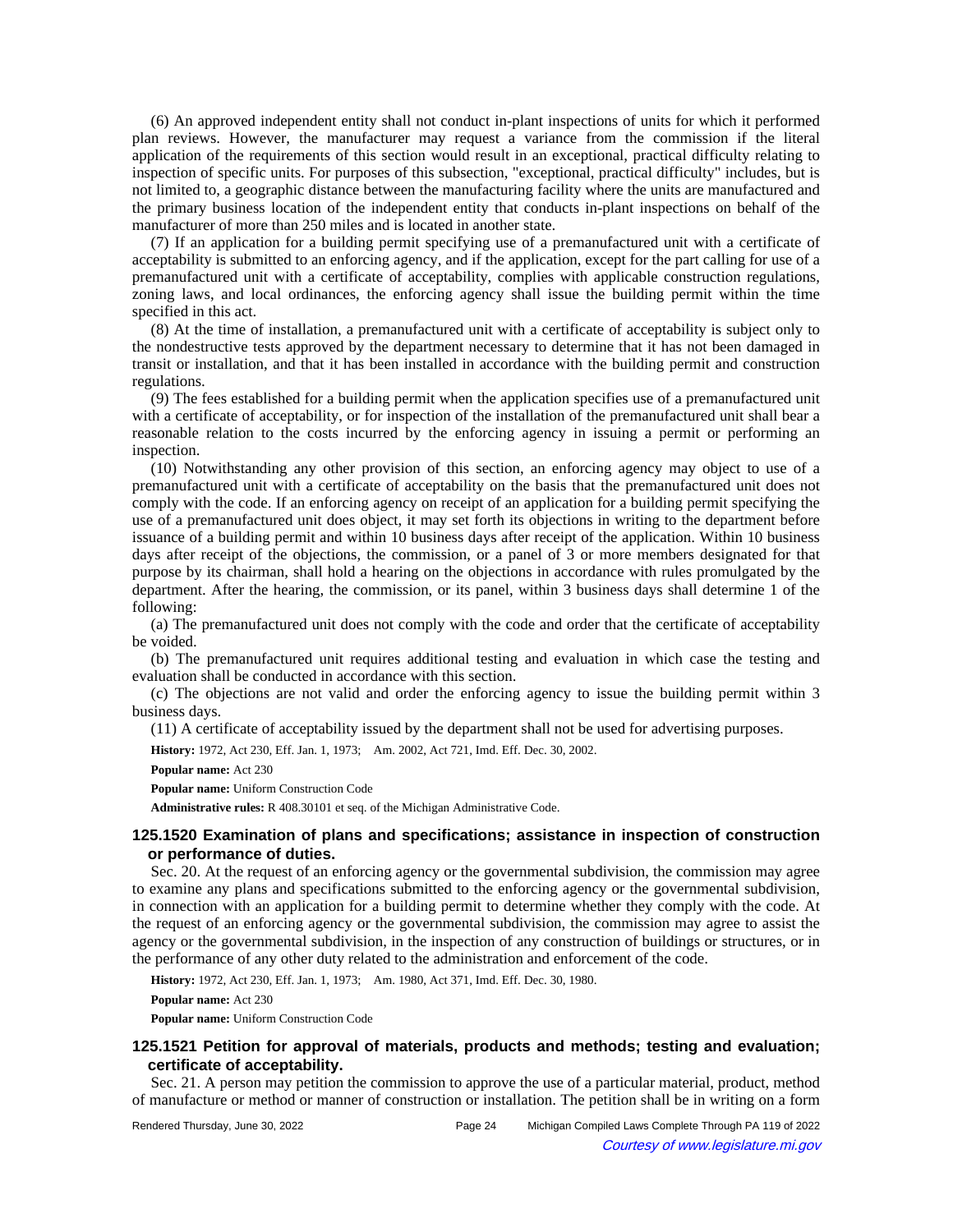(6) An approved independent entity shall not conduct in-plant inspections of units for which it performed plan reviews. However, the manufacturer may request a variance from the commission if the literal application of the requirements of this section would result in an exceptional, practical difficulty relating to inspection of specific units. For purposes of this subsection, "exceptional, practical difficulty" includes, but is not limited to, a geographic distance between the manufacturing facility where the units are manufactured and the primary business location of the independent entity that conducts in-plant inspections on behalf of the manufacturer of more than 250 miles and is located in another state.

(7) If an application for a building permit specifying use of a premanufactured unit with a certificate of acceptability is submitted to an enforcing agency, and if the application, except for the part calling for use of a premanufactured unit with a certificate of acceptability, complies with applicable construction regulations, zoning laws, and local ordinances, the enforcing agency shall issue the building permit within the time specified in this act.

(8) At the time of installation, a premanufactured unit with a certificate of acceptability is subject only to the nondestructive tests approved by the department necessary to determine that it has not been damaged in transit or installation, and that it has been installed in accordance with the building permit and construction regulations.

(9) The fees established for a building permit when the application specifies use of a premanufactured unit with a certificate of acceptability, or for inspection of the installation of the premanufactured unit shall bear a reasonable relation to the costs incurred by the enforcing agency in issuing a permit or performing an inspection.

(10) Notwithstanding any other provision of this section, an enforcing agency may object to use of a premanufactured unit with a certificate of acceptability on the basis that the premanufactured unit does not comply with the code. If an enforcing agency on receipt of an application for a building permit specifying the use of a premanufactured unit does object, it may set forth its objections in writing to the department before issuance of a building permit and within 10 business days after receipt of the application. Within 10 business days after receipt of the objections, the commission, or a panel of 3 or more members designated for that purpose by its chairman, shall hold a hearing on the objections in accordance with rules promulgated by the department. After the hearing, the commission, or its panel, within 3 business days shall determine 1 of the following:

(a) The premanufactured unit does not comply with the code and order that the certificate of acceptability be voided.

(b) The premanufactured unit requires additional testing and evaluation in which case the testing and evaluation shall be conducted in accordance with this section.

(c) The objections are not valid and order the enforcing agency to issue the building permit within 3 business days.

(11) A certificate of acceptability issued by the department shall not be used for advertising purposes.

**History:** 1972, Act 230, Eff. Jan. 1, 1973; Am. 2002, Act 721, Imd. Eff. Dec. 30, 2002.

**Popular name:** Act 230

**Popular name:** Uniform Construction Code

**Administrative rules:** R 408.30101 et seq. of the Michigan Administrative Code.

### 125.1520 Examination of plans and specifications; assistance in inspection of construction or performance of duties.

Sec. 20. At the request of an enforcing agency or the governmental subdivision, the commission may agree to examine any plans and specifications submitted to the enforcing agency or the governmental subdivision, in connection with an application for a building permit to determine whether they comply with the code. At the request of an enforcing agency or the governmental subdivision, the commission may agree to assist the agency or the governmental subdivision, in the inspection of any construction of buildings or structures, or in the performance of any other duty related to the administration and enforcement of the code.

**History:** 1972, Act 230, Eff. Jan. 1, 1973; Am. 1980, Act 371, Imd. Eff. Dec. 30, 1980.

**Popular name:** Act 230

**Popular name:** Uniform Construction Code

### 125.1521 Petition for approval of materials, products and methods; testing and evaluation; certificate of acceptability.

Sec. 21. A person may petition the commission to approve the use of a particular material, product, method of manufacture or method or manner of construction or installation. The petition shall be in writing on a form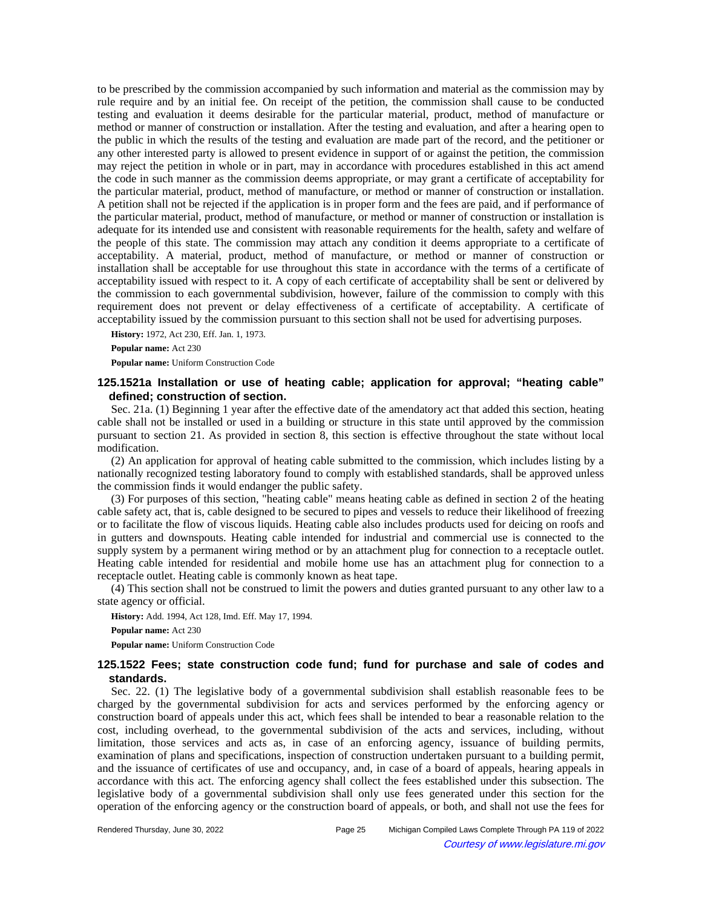to be prescribed by the commission accompanied by such information and material as the commission may by rule require and by an initial fee. On receipt of the petition, the commission shall cause to be conducted testing and evaluation it deems desirable for the particular material, product, method of manufacture or method or manner of construction or installation. After the testing and evaluation, and after a hearing open to the public in which the results of the testing and evaluation are made part of the record, and the petitioner or any other interested party is allowed to present evidence in support of or against the petition, the commission may reject the petition in whole or in part, may in accordance with procedures established in this act amend the code in such manner as the commission deems appropriate, or may grant a certificate of acceptability for the particular material, product, method of manufacture, or method or manner of construction or installation. A petition shall not be rejected if the application is in proper form and the fees are paid, and if performance of the particular material, product, method of manufacture, or method or manner of construction or installation is adequate for its intended use and consistent with reasonable requirements for the health, safety and welfare of the people of this state. The commission may attach any condition it deems appropriate to a certificate of acceptability. A material, product, method of manufacture, or method or manner of construction or installation shall be acceptable for use throughout this state in accordance with the terms of a certificate of acceptability issued with respect to it. A copy of each certificate of acceptability shall be sent or delivered by the commission to each governmental subdivision, however, failure of the commission to comply with this requirement does not prevent or delay effectiveness of a certificate of acceptability. A certificate of acceptability issued by the commission pursuant to this section shall not be used for advertising purposes.

**History:** 1972, Act 230, Eff. Jan. 1, 1973.

**Popular name:** Act 230

**Popular name:** Uniform Construction Code

### 125.1521a Installation or use of heating cable; application for approval; "heating cable" defined; construction of section.

Sec. 21a. (1) Beginning 1 year after the effective date of the amendatory act that added this section, heating cable shall not be installed or used in a building or structure in this state until approved by the commission pursuant to section 21. As provided in section 8, this section is effective throughout the state without local modification.

(2) An application for approval of heating cable submitted to the commission, which includes listing by a nationally recognized testing laboratory found to comply with established standards, shall be approved unless the commission finds it would endanger the public safety.

(3) For purposes of this section, "heating cable" means heating cable as defined in section 2 of the heating cable safety act, that is, cable designed to be secured to pipes and vessels to reduce their likelihood of freezing or to facilitate the flow of viscous liquids. Heating cable also includes products used for deicing on roofs and in gutters and downspouts. Heating cable intended for industrial and commercial use is connected to the supply system by a permanent wiring method or by an attachment plug for connection to a receptacle outlet. Heating cable intended for residential and mobile home use has an attachment plug for connection to a receptacle outlet. Heating cable is commonly known as heat tape.

(4) This section shall not be construed to limit the powers and duties granted pursuant to any other law to a state agency or official.

**History:** Add. 1994, Act 128, Imd. Eff. May 17, 1994.

**Popular name:** Act 230

**Popular name:** Uniform Construction Code

### 125.1522 Fees; state construction code fund; fund for purchase and sale of codes and standards.

Sec. 22. (1) The legislative body of a governmental subdivision shall establish reasonable fees to be charged by the governmental subdivision for acts and services performed by the enforcing agency or construction board of appeals under this act, which fees shall be intended to bear a reasonable relation to the cost, including overhead, to the governmental subdivision of the acts and services, including, without limitation, those services and acts as, in case of an enforcing agency, issuance of building permits, examination of plans and specifications, inspection of construction undertaken pursuant to a building permit, and the issuance of certificates of use and occupancy, and, in case of a board of appeals, hearing appeals in accordance with this act. The enforcing agency shall collect the fees established under this subsection. The legislative body of a governmental subdivision shall only use fees generated under this section for the operation of the enforcing agency or the construction board of appeals, or both, and shall not use the fees for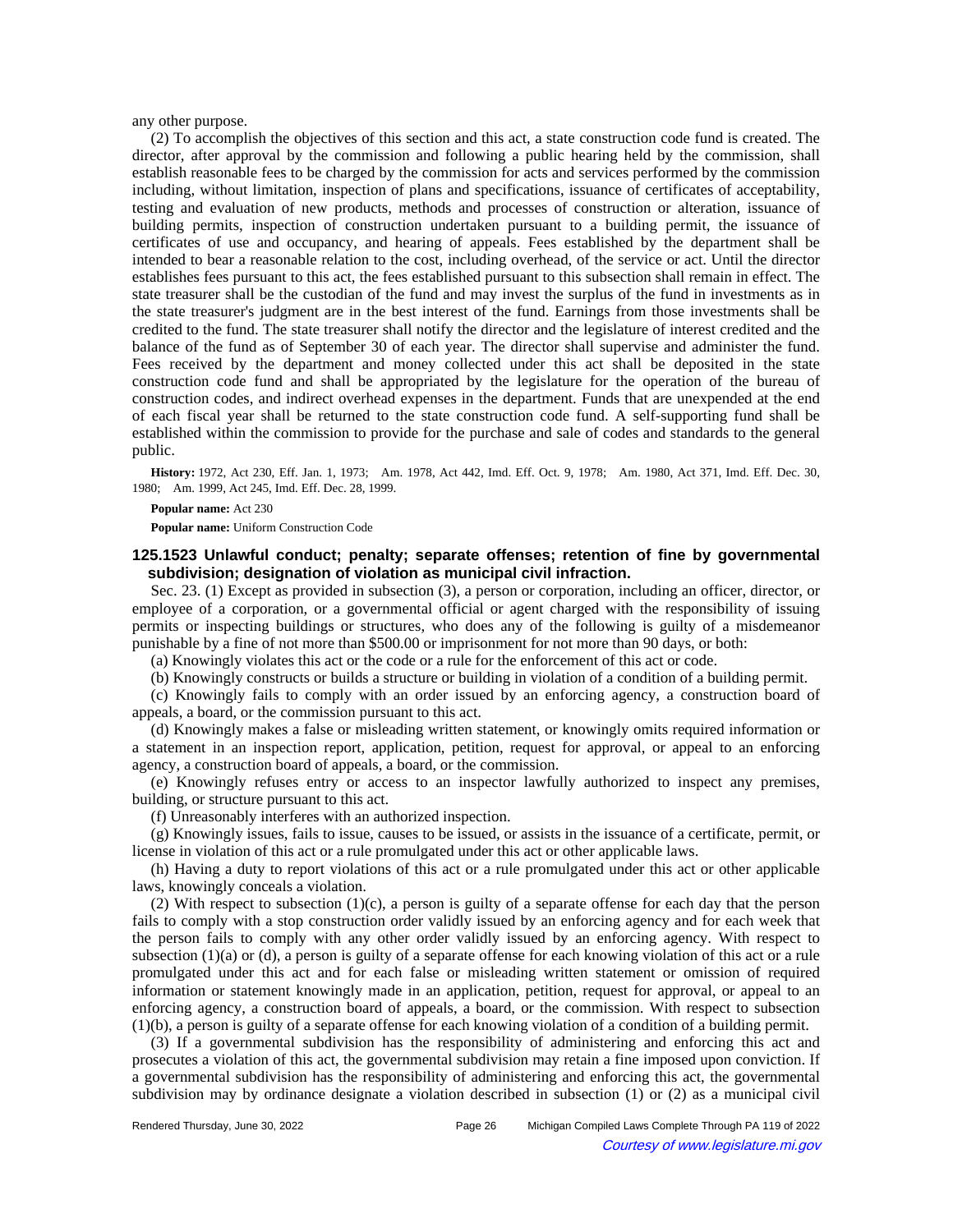any other purpose.

(2) To accomplish the objectives of this section and this act, a state construction code fund is created. The director, after approval by the commission and following a public hearing held by the commission, shall establish reasonable fees to be charged by the commission for acts and services performed by the commission including, without limitation, inspection of plans and specifications, issuance of certificates of acceptability, testing and evaluation of new products, methods and processes of construction or alteration, issuance of building permits, inspection of construction undertaken pursuant to a building permit, the issuance of certificates of use and occupancy, and hearing of appeals. Fees established by the department shall be intended to bear a reasonable relation to the cost, including overhead, of the service or act. Until the director establishes fees pursuant to this act, the fees established pursuant to this subsection shall remain in effect. The state treasurer shall be the custodian of the fund and may invest the surplus of the fund in investments as in the state treasurer's judgment are in the best interest of the fund. Earnings from those investments shall be credited to the fund. The state treasurer shall notify the director and the legislature of interest credited and the balance of the fund as of September 30 of each year. The director shall supervise and administer the fund. Fees received by the department and money collected under this act shall be deposited in the state construction code fund and shall be appropriated by the legislature for the operation of the bureau of construction codes, and indirect overhead expenses in the department. Funds that are unexpended at the end of each fiscal year shall be returned to the state construction code fund. A self-supporting fund shall be established within the commission to provide for the purchase and sale of codes and standards to the general public.

**History:** 1972, Act 230, Eff. Jan. 1, 1973; Am. 1978, Act 442, Imd. Eff. Oct. 9, 1978; Am. 1980, Act 371, Imd. Eff. Dec. 30, 1980; Am. 1999, Act 245, Imd. Eff. Dec. 28, 1999.

**Popular name:** Act 230

**Popular name:** Uniform Construction Code

### 125.1523 Unlawful conduct; penalty; separate offenses; retention of fine by governmental subdivision; designation of violation as municipal civil infraction.

Sec. 23. (1) Except as provided in subsection (3), a person or corporation, including an officer, director, or employee of a corporation, or a governmental official or agent charged with the responsibility of issuing permits or inspecting buildings or structures, who does any of the following is guilty of a misdemeanor punishable by a fine of not more than $500.00 or imprisonment for not more than 90 days, or both:

(a) Knowingly violates this act or the code or a rule for the enforcement of this act or code.

(b) Knowingly constructs or builds a structure or building in violation of a condition of a building permit.

(c) Knowingly fails to comply with an order issued by an enforcing agency, a construction board of appeals, a board, or the commission pursuant to this act.

(d) Knowingly makes a false or misleading written statement, or knowingly omits required information or a statement in an inspection report, application, petition, request for approval, or appeal to an enforcing agency, a construction board of appeals, a board, or the commission.

(e) Knowingly refuses entry or access to an inspector lawfully authorized to inspect any premises, building, or structure pursuant to this act.

(f) Unreasonably interferes with an authorized inspection.

(g) Knowingly issues, fails to issue, causes to be issued, or assists in the issuance of a certificate, permit, or license in violation of this act or a rule promulgated under this act or other applicable laws.

(h) Having a duty to report violations of this act or a rule promulgated under this act or other applicable laws, knowingly conceals a violation.

(2) With respect to subsection (1)(c), a person is guilty of a separate offense for each day that the person fails to comply with a stop construction order validly issued by an enforcing agency and for each week that the person fails to comply with any other order validly issued by an enforcing agency. With respect to subsection (1)(a) or (d), a person is guilty of a separate offense for each knowing violation of this act or a rule promulgated under this act and for each false or misleading written statement or omission of required information or statement knowingly made in an application, petition, request for approval, or appeal to an enforcing agency, a construction board of appeals, a board, or the commission. With respect to subsection (1)(b), a person is guilty of a separate offense for each knowing violation of a condition of a building permit.

(3) If a governmental subdivision has the responsibility of administering and enforcing this act and prosecutes a violation of this act, the governmental subdivision may retain a fine imposed upon conviction. If a governmental subdivision has the responsibility of administering and enforcing this act, the governmental subdivision may by ordinance designate a violation described in subsection (1) or (2) as a municipal civil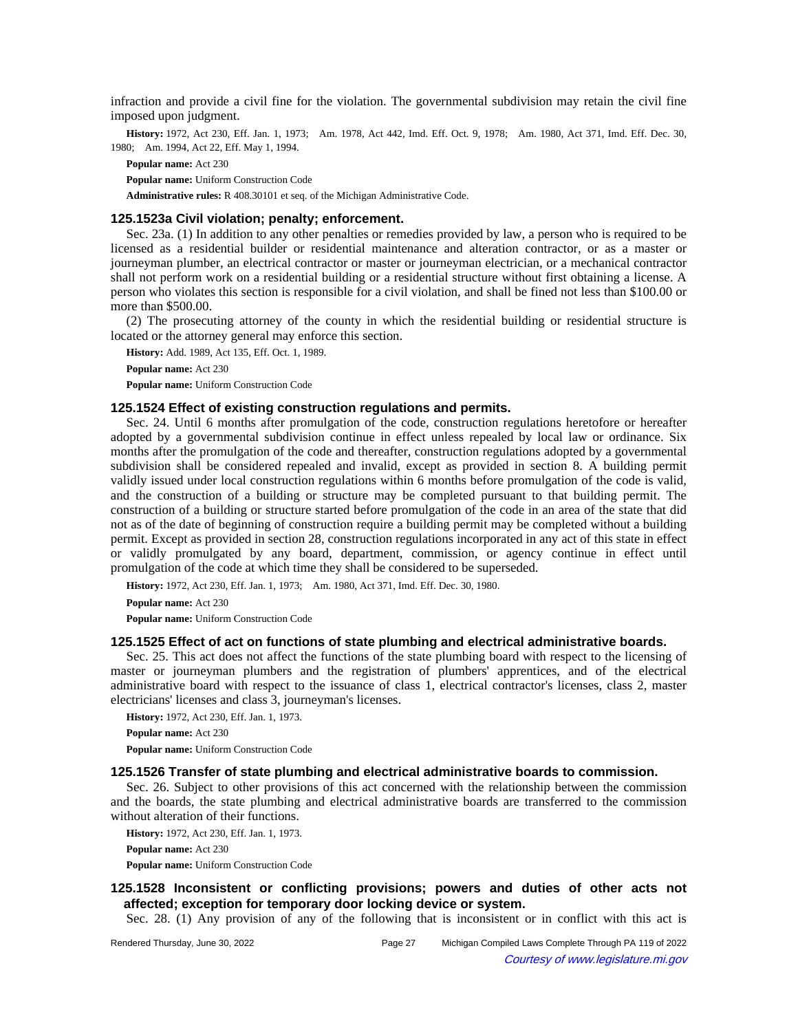infraction and provide a civil fine for the violation. The governmental subdivision may retain the civil fine imposed upon judgment.

**History:** 1972, Act 230, Eff. Jan. 1, 1973; Am. 1978, Act 442, Imd. Eff. Oct. 9, 1978; Am. 1980, Act 371, Imd. Eff. Dec. 30, 1980; Am. 1994, Act 22, Eff. May 1, 1994.

**Popular name:** Act 230

**Popular name:** Uniform Construction Code

**Administrative rules:** R 408.30101 et seq. of the Michigan Administrative Code.

### 125.1523a Civil violation; penalty; enforcement.

Sec. 23a. (1) In addition to any other penalties or remedies provided by law, a person who is required to be licensed as a residential builder or residential maintenance and alteration contractor, or as a master or journeyman plumber, an electrical contractor or master or journeyman electrician, or a mechanical contractor shall not perform work on a residential building or a residential structure without first obtaining a license. A person who violates this section is responsible for a civil violation, and shall be fined not less than $100.00 or more than $500.00.

(2) The prosecuting attorney of the county in which the residential building or residential structure is located or the attorney general may enforce this section.

**History:** Add. 1989, Act 135, Eff. Oct. 1, 1989.

**Popular name:** Act 230

**Popular name:** Uniform Construction Code

### 125.1524 Effect of existing construction regulations and permits.

Sec. 24. Until 6 months after promulgation of the code, construction regulations heretofore or hereafter adopted by a governmental subdivision continue in effect unless repealed by local law or ordinance. Six months after the promulgation of the code and thereafter, construction regulations adopted by a governmental subdivision shall be considered repealed and invalid, except as provided in section 8. A building permit validly issued under local construction regulations within 6 months before promulgation of the code is valid, and the construction of a building or structure may be completed pursuant to that building permit. The construction of a building or structure started before promulgation of the code in an area of the state that did not as of the date of beginning of construction require a building permit may be completed without a building permit. Except as provided in section 28, construction regulations incorporated in any act of this state in effect or validly promulgated by any board, department, commission, or agency continue in effect until promulgation of the code at which time they shall be considered to be superseded.

**History:** 1972, Act 230, Eff. Jan. 1, 1973; Am. 1980, Act 371, Imd. Eff. Dec. 30, 1980.

**Popular name:** Act 230

**Popular name:** Uniform Construction Code

### 125.1525 Effect of act on functions of state plumbing and electrical administrative boards.

Sec. 25. This act does not affect the functions of the state plumbing board with respect to the licensing of master or journeyman plumbers and the registration of plumbers' apprentices, and of the electrical administrative board with respect to the issuance of class 1, electrical contractor's licenses, class 2, master electricians' licenses and class 3, journeyman's licenses.

**History:** 1972, Act 230, Eff. Jan. 1, 1973.

**Popular name:** Act 230

**Popular name:** Uniform Construction Code

### 125.1526 Transfer of state plumbing and electrical administrative boards to commission.

Sec. 26. Subject to other provisions of this act concerned with the relationship between the commission and the boards, the state plumbing and electrical administrative boards are transferred to the commission without alteration of their functions.

**History:** 1972, Act 230, Eff. Jan. 1, 1973.

**Popular name:** Act 230

**Popular name:** Uniform Construction Code

### 125.1528 Inconsistent or conflicting provisions; powers and duties of other acts not affected; exception for temporary door locking device or system.

Sec. 28. (1) Any provision of any of the following that is inconsistent or in conflict with this act is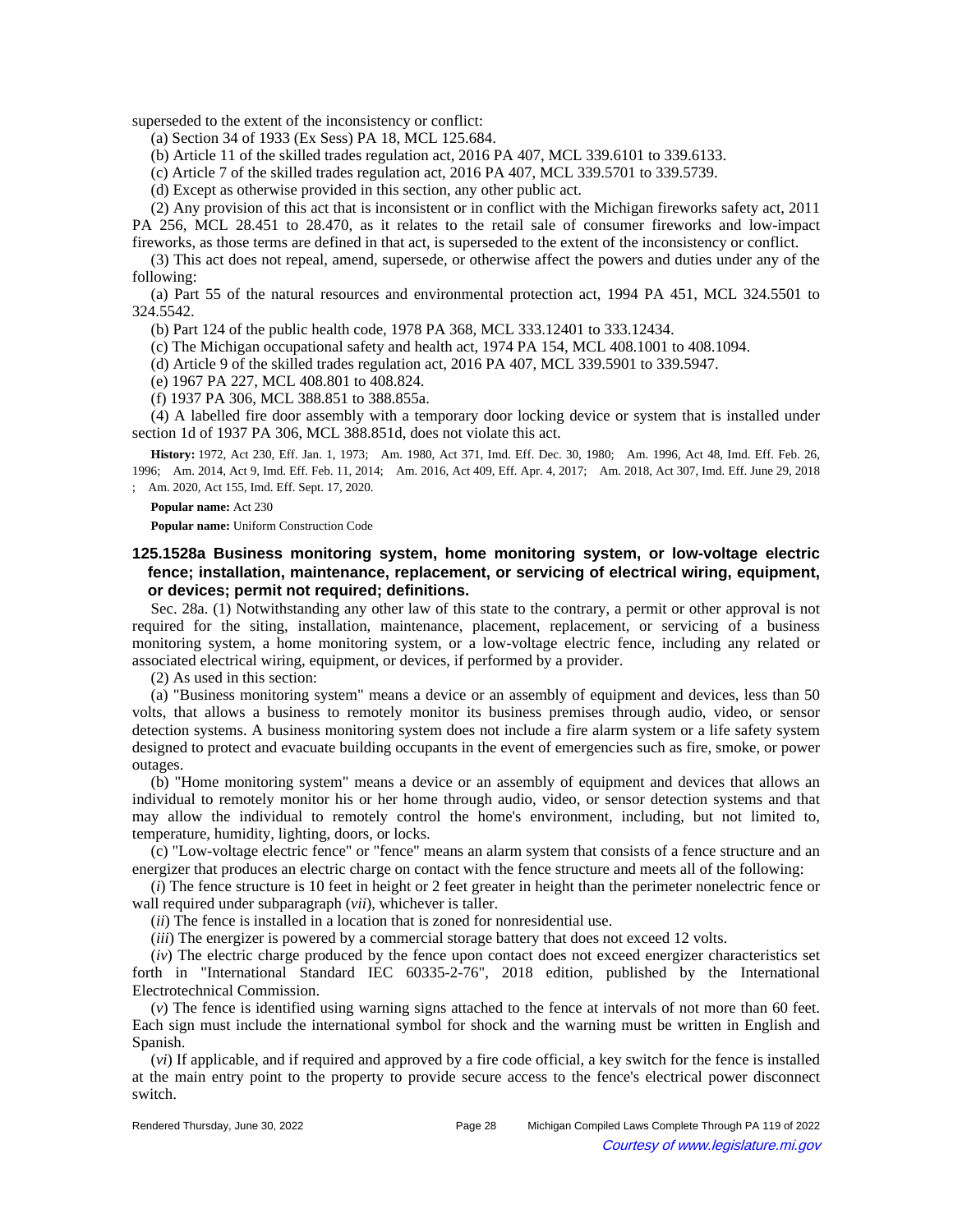superseded to the extent of the inconsistency or conflict:

(a) Section 34 of 1933 (Ex Sess) PA 18, MCL 125.684.

(b) Article 11 of the skilled trades regulation act, 2016 PA 407, MCL 339.6101 to 339.6133.

(c) Article 7 of the skilled trades regulation act, 2016 PA 407, MCL 339.5701 to 339.5739.

(d) Except as otherwise provided in this section, any other public act.

(2) Any provision of this act that is inconsistent or in conflict with the Michigan fireworks safety act, 2011 PA 256, MCL 28.451 to 28.470, as it relates to the retail sale of consumer fireworks and low-impact fireworks, as those terms are defined in that act, is superseded to the extent of the inconsistency or conflict.

(3) This act does not repeal, amend, supersede, or otherwise affect the powers and duties under any of the following:

(a) Part 55 of the natural resources and environmental protection act, 1994 PA 451, MCL 324.5501 to 324.5542.

(b) Part 124 of the public health code, 1978 PA 368, MCL 333.12401 to 333.12434.

(c) The Michigan occupational safety and health act, 1974 PA 154, MCL 408.1001 to 408.1094.

(d) Article 9 of the skilled trades regulation act, 2016 PA 407, MCL 339.5901 to 339.5947.

(e) 1967 PA 227, MCL 408.801 to 408.824.

(f) 1937 PA 306, MCL 388.851 to 388.855a.

(4) A labelled fire door assembly with a temporary door locking device or system that is installed under section 1d of 1937 PA 306, MCL 388.851d, does not violate this act.

**History:** 1972, Act 230, Eff. Jan. 1, 1973; Am. 1980, Act 371, Imd. Eff. Dec. 30, 1980; Am. 1996, Act 48, Imd. Eff. Feb. 26, 1996; Am. 2014, Act 9, Imd. Eff. Feb. 11, 2014; Am. 2016, Act 409, Eff. Apr. 4, 2017; Am. 2018, Act 307, Imd. Eff. June 29, 2018 ; Am. 2020, Act 155, Imd. Eff. Sept. 17, 2020.

**Popular name:** Act 230

**Popular name:** Uniform Construction Code

### 125.1528a Business monitoring system, home monitoring system, or low-voltage electric fence; installation, maintenance, replacement, or servicing of electrical wiring, equipment, or devices; permit not required; definitions.

Sec. 28a. (1) Notwithstanding any other law of this state to the contrary, a permit or other approval is not required for the siting, installation, maintenance, placement, replacement, or servicing of a business monitoring system, a home monitoring system, or a low-voltage electric fence, including any related or associated electrical wiring, equipment, or devices, if performed by a provider.

(2) As used in this section:

(a) "Business monitoring system" means a device or an assembly of equipment and devices, less than 50 volts, that allows a business to remotely monitor its business premises through audio, video, or sensor detection systems. A business monitoring system does not include a fire alarm system or a life safety system designed to protect and evacuate building occupants in the event of emergencies such as fire, smoke, or power outages.

(b) "Home monitoring system" means a device or an assembly of equipment and devices that allows an individual to remotely monitor his or her home through audio, video, or sensor detection systems and that may allow the individual to remotely control the home's environment, including, but not limited to, temperature, humidity, lighting, doors, or locks.

(c) "Low-voltage electric fence" or "fence" means an alarm system that consists of a fence structure and an energizer that produces an electric charge on contact with the fence structure and meets all of the following:

(*i*) The fence structure is 10 feet in height or 2 feet greater in height than the perimeter nonelectric fence or wall required under subparagraph (*vii*), whichever is taller.

(*ii*) The fence is installed in a location that is zoned for nonresidential use.

(*iii*) The energizer is powered by a commercial storage battery that does not exceed 12 volts.

(*iv*) The electric charge produced by the fence upon contact does not exceed energizer characteristics set forth in "International Standard IEC 60335-2-76", 2018 edition, published by the International Electrotechnical Commission.

(*v*) The fence is identified using warning signs attached to the fence at intervals of not more than 60 feet. Each sign must include the international symbol for shock and the warning must be written in English and Spanish.

(*vi*) If applicable, and if required and approved by a fire code official, a key switch for the fence is installed at the main entry point to the property to provide secure access to the fence's electrical power disconnect switch.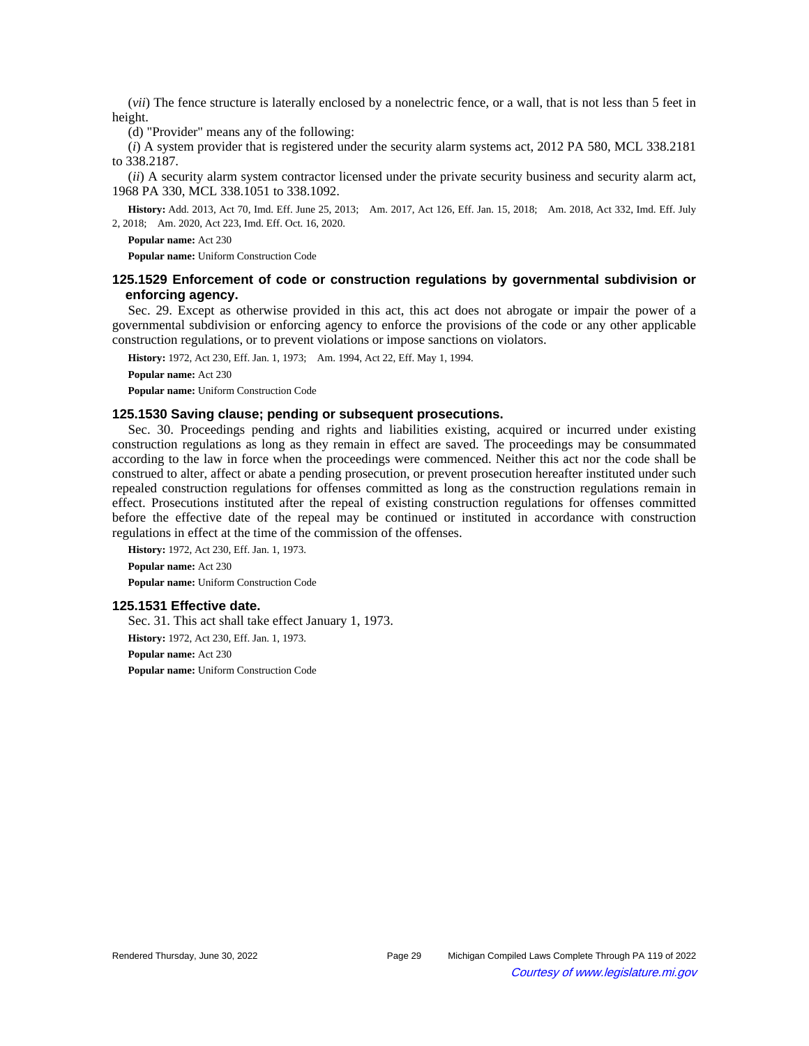(*vii*) The fence structure is laterally enclosed by a nonelectric fence, or a wall, that is not less than 5 feet in height.

(d) "Provider" means any of the following:

(*i*) A system provider that is registered under the security alarm systems act, 2012 PA 580, MCL 338.2181 to 338.2187.

(*ii*) A security alarm system contractor licensed under the private security business and security alarm act, 1968 PA 330, MCL 338.1051 to 338.1092.

**History:** Add. 2013, Act 70, Imd. Eff. June 25, 2013; Am. 2017, Act 126, Eff. Jan. 15, 2018; Am. 2018, Act 332, Imd. Eff. July 2, 2018; Am. 2020, Act 223, Imd. Eff. Oct. 16, 2020.

**Popular name:** Act 230

**Popular name:** Uniform Construction Code

### 125.1529 Enforcement of code or construction regulations by governmental subdivision or enforcing agency.

Sec. 29. Except as otherwise provided in this act, this act does not abrogate or impair the power of a governmental subdivision or enforcing agency to enforce the provisions of the code or any other applicable construction regulations, or to prevent violations or impose sanctions on violators.

**History:** 1972, Act 230, Eff. Jan. 1, 1973; Am. 1994, Act 22, Eff. May 1, 1994.

**Popular name:** Act 230

**Popular name:** Uniform Construction Code

### 125.1530 Saving clause; pending or subsequent prosecutions.

Sec. 30. Proceedings pending and rights and liabilities existing, acquired or incurred under existing construction regulations as long as they remain in effect are saved. The proceedings may be consummated according to the law in force when the proceedings were commenced. Neither this act nor the code shall be construed to alter, affect or abate a pending prosecution, or prevent prosecution hereafter instituted under such repealed construction regulations for offenses committed as long as the construction regulations remain in effect. Prosecutions instituted after the repeal of existing construction regulations for offenses committed before the effective date of the repeal may be continued or instituted in accordance with construction regulations in effect at the time of the commission of the offenses.

**History:** 1972, Act 230, Eff. Jan. 1, 1973.

**Popular name:** Act 230

**Popular name:** Uniform Construction Code

### 125.1531 Effective date.

Sec. 31. This act shall take effect January 1, 1973.

**History:** 1972, Act 230, Eff. Jan. 1, 1973.

**Popular name:** Act 230

**Popular name:** Uniform Construction Code